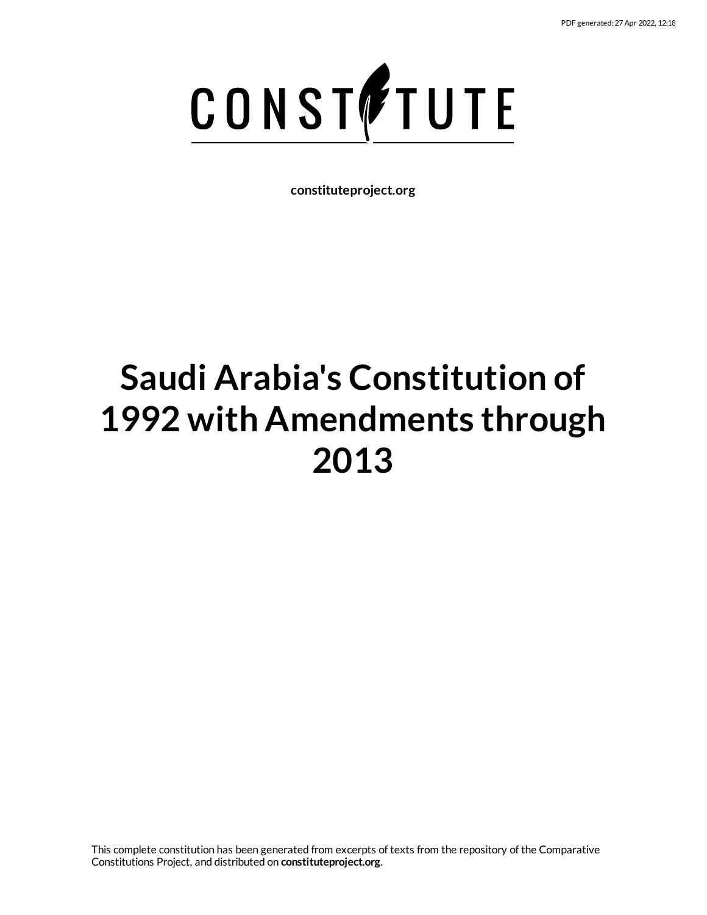PDF generated: 27 Apr 2022, 12:18

# CONSTITUTE

**constituteproject.org**

# Saudi Arabia's Constitution of 1992 with Amendments through 2013

This complete constitution has been generated from excerpts of texts from the repository of the Comparative Constitutions Project, and distributed on **constituteproject.org**.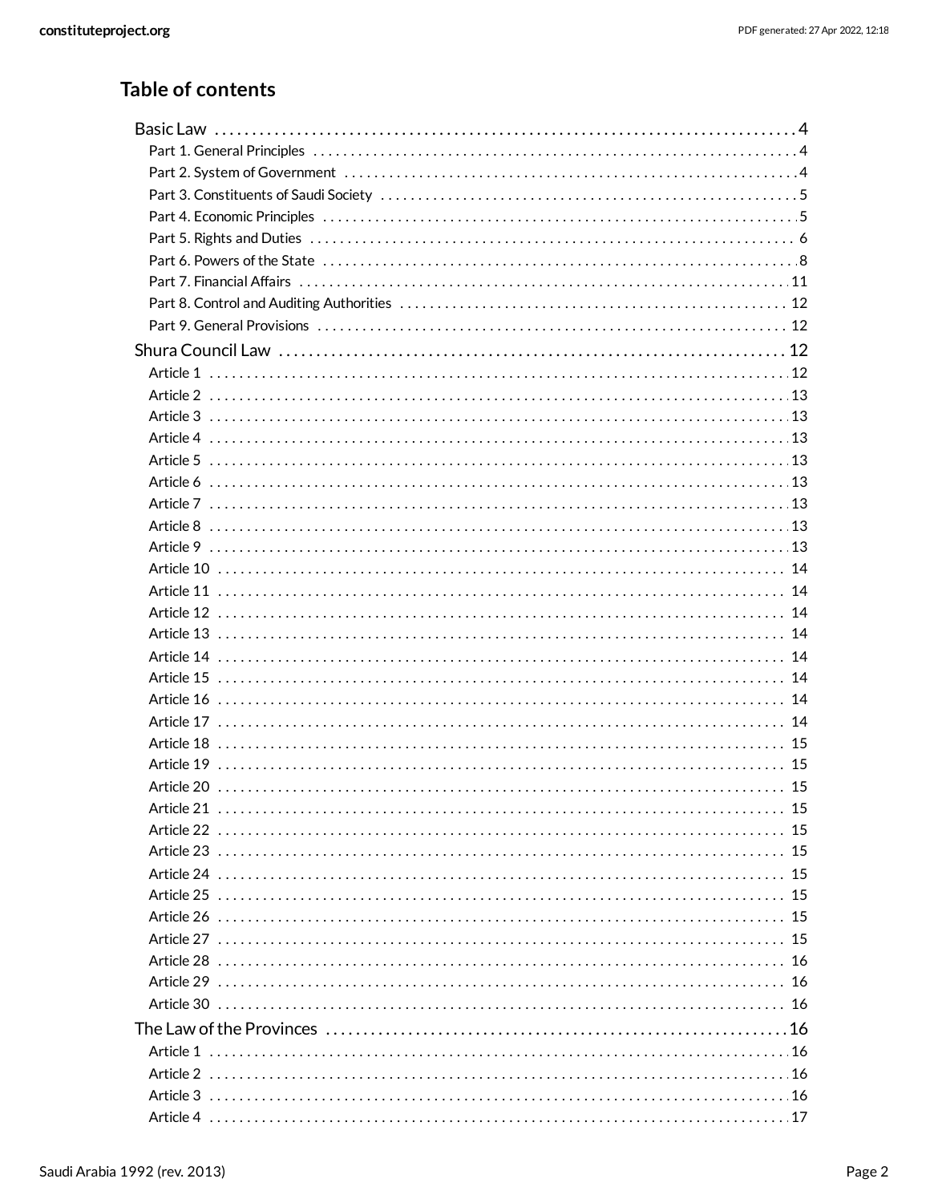## Table of contents

- Basic Law . . . 4
  - Part 1. General Principles . . . 4
  - Part 2. System of Government . . . 4
  - Part 3. Constituents of Saudi Society . . . 5
  - Part 4. Economic Principles . . . 5
  - Part 5. Rights and Duties . . . 6
  - Part 6. Powers of the State . . . 8
  - Part 7. Financial Affairs . . . 11
  - Part 8. Control and Auditing Authorities . . . 12
  - Part 9. General Provisions . . . 12
- Shura Council Law . . . 12
  - Article 1 . . . 12
  - Article 2 . . . 13
  - Article 3 . . . 13
  - Article 4 . . . 13
  - Article 5 . . . 13
  - Article 6 . . . 13
  - Article 7 . . . 13
  - Article 8 . . . 13
  - Article 9 . . . 13
  - Article 10 . . . 14
  - Article 11 . . . 14
  - Article 12 . . . 14
  - Article 13 . . . 14
  - Article 14 . . . 14
  - Article 15 . . . 14
  - Article 16 . . . 14
  - Article 17 . . . 14
  - Article 18 . . . 15
  - Article 19 . . . 15
  - Article 20 . . . 15
  - Article 21 . . . 15
  - Article 22 . . . 15
  - Article 23 . . . 15
  - Article 24 . . . 15
  - Article 25 . . . 15
  - Article 26 . . . 15
  - Article 27 . . . 15
  - Article 28 . . . 16
  - Article 29 . . . 16
  - Article 30 . . . 16
- The Law of the Provinces . . . 16
  - Article 1 . . . 16
  - Article 2 . . . 16
  - Article 3 . . . 16
  - Article 4 . . . 17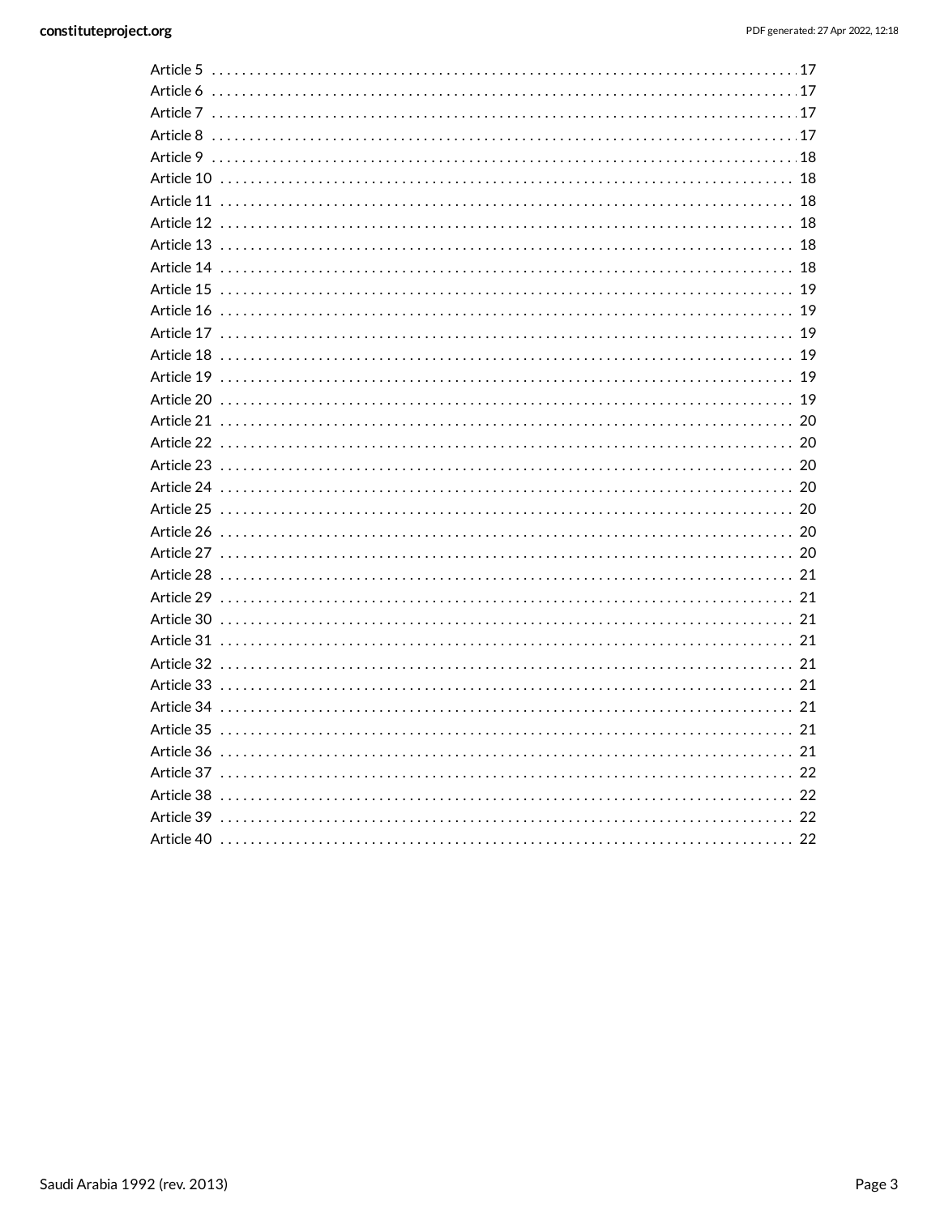- Article 5 .......... 17
- Article 6 .......... 17
- Article 7 .......... 17
- Article 8 .......... 17
- Article 9 .......... 18
- Article 10 .......... 18
- Article 11 .......... 18
- Article 12 .......... 18
- Article 13 .......... 18
- Article 14 .......... 18
- Article 15 .......... 19
- Article 16 .......... 19
- Article 17 .......... 19
- Article 18 .......... 19
- Article 19 .......... 19
- Article 20 .......... 19
- Article 21 .......... 20
- Article 22 .......... 20
- Article 23 .......... 20
- Article 24 .......... 20
- Article 25 .......... 20
- Article 26 .......... 20
- Article 27 .......... 20
- Article 28 .......... 21
- Article 29 .......... 21
- Article 30 .......... 21
- Article 31 .......... 21
- Article 32 .......... 21
- Article 33 .......... 21
- Article 34 .......... 21
- Article 35 .......... 21
- Article 36 .......... 21
- Article 37 .......... 22
- Article 38 .......... 22
- Article 39 .......... 22
- Article 40 .......... 22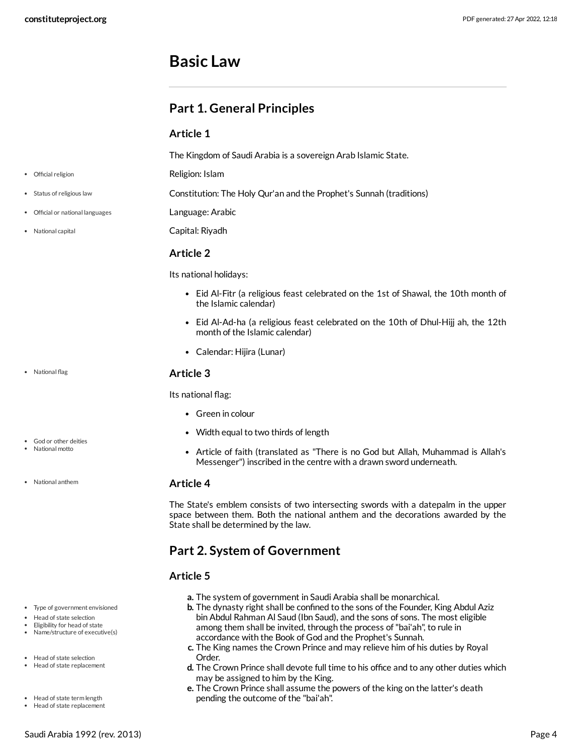# Basic Law

## Part 1. General Principles

### Article 1

The Kingdom of Saudi Arabia is a sovereign Arab Islamic State.

Religion: Islam

Constitution: The Holy Qur'an and the Prophet's Sunnah (traditions)

Language: Arabic

Capital: Riyadh

### Article 2

Its national holidays:

- Eid Al-Fitr (a religious feast celebrated on the 1st of Shawal, the 10th month of the Islamic calendar)
- Eid Al-Ad-ha (a religious feast celebrated on the 10th of Dhul-Hijj ah, the 12th month of the Islamic calendar)
- Calendar: Hijira (Lunar)

### Article 3

Its national flag:

- Green in colour
- Width equal to two thirds of length
- Article of faith (translated as "There is no God but Allah, Muhammad is Allah's Messenger") inscribed in the centre with a drawn sword underneath.

### Article 4

The State's emblem consists of two intersecting swords with a datepalm in the upper space between them. Both the national anthem and the decorations awarded by the State shall be determined by the law.

## Part 2. System of Government

### Article 5

a. The system of government in Saudi Arabia shall be monarchical.
b. The dynasty right shall be confined to the sons of the Founder, King Abdul Aziz bin Abdul Rahman Al Saud (Ibn Saud), and the sons of sons. The most eligible among them shall be invited, through the process of "bai'ah", to rule in accordance with the Book of God and the Prophet's Sunnah.
c. The King names the Crown Prince and may relieve him of his duties by Royal Order.
d. The Crown Prince shall devote full time to his office and to any other duties which may be assigned to him by the King.
e. The Crown Prince shall assume the powers of the king on the latter's death pending the outcome of the "bai'ah".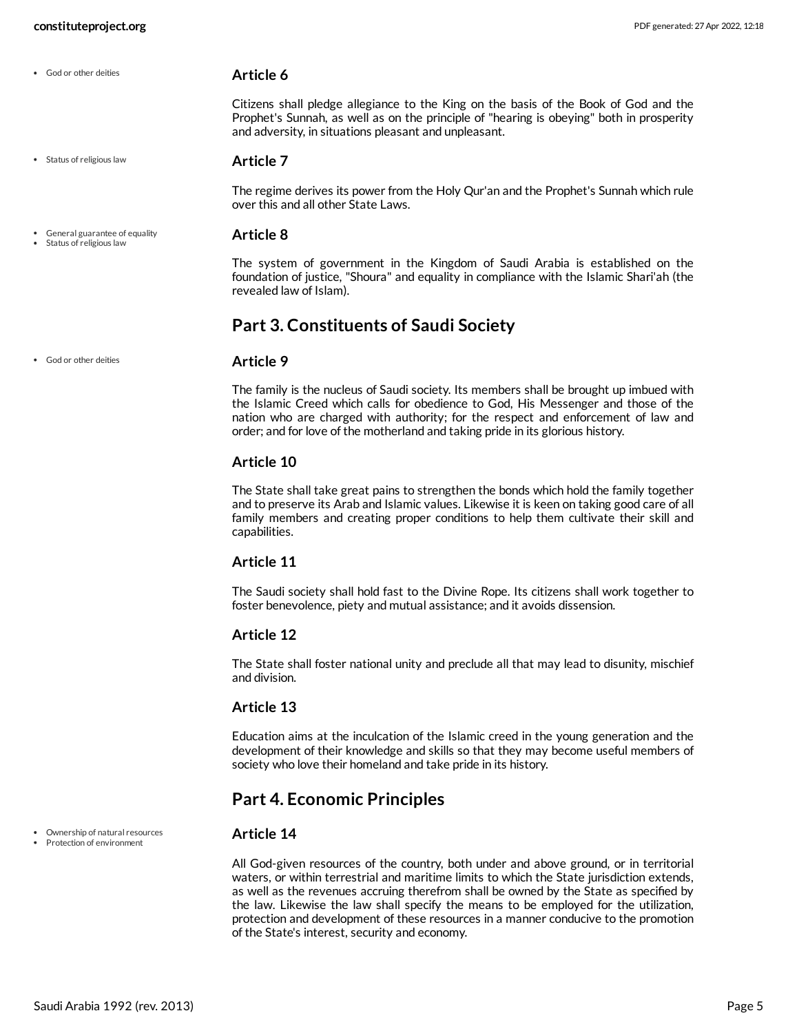- God or other deities

### Article 6

Citizens shall pledge allegiance to the King on the basis of the Book of God and the Prophet's Sunnah, as well as on the principle of "hearing is obeying" both in prosperity and adversity, in situations pleasant and unpleasant.

- Status of religious law

### Article 7

The regime derives its power from the Holy Qur'an and the Prophet's Sunnah which rule over this and all other State Laws.

- General guarantee of equality
- Status of religious law

### Article 8

The system of government in the Kingdom of Saudi Arabia is established on the foundation of justice, "Shoura" and equality in compliance with the Islamic Shari'ah (the revealed law of Islam).

## Part 3. Constituents of Saudi Society

- God or other deities

### Article 9

The family is the nucleus of Saudi society. Its members shall be brought up imbued with the Islamic Creed which calls for obedience to God, His Messenger and those of the nation who are charged with authority; for the respect and enforcement of law and order; and for love of the motherland and taking pride in its glorious history.

### Article 10

The State shall take great pains to strengthen the bonds which hold the family together and to preserve its Arab and Islamic values. Likewise it is keen on taking good care of all family members and creating proper conditions to help them cultivate their skill and capabilities.

### Article 11

The Saudi society shall hold fast to the Divine Rope. Its citizens shall work together to foster benevolence, piety and mutual assistance; and it avoids dissension.

### Article 12

The State shall foster national unity and preclude all that may lead to disunity, mischief and division.

### Article 13

Education aims at the inculcation of the Islamic creed in the young generation and the development of their knowledge and skills so that they may become useful members of society who love their homeland and take pride in its history.

## Part 4. Economic Principles

- Ownership of natural resources
- Protection of environment

### Article 14

All God-given resources of the country, both under and above ground, or in territorial waters, or within terrestrial and maritime limits to which the State jurisdiction extends, as well as the revenues accruing therefrom shall be owned by the State as specified by the law. Likewise the law shall specify the means to be employed for the utilization, protection and development of these resources in a manner conducive to the promotion of the State's interest, security and economy.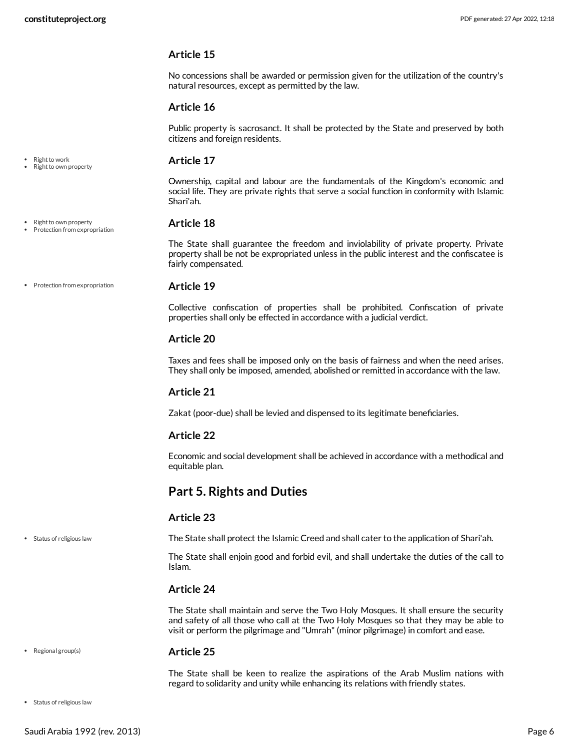### Article 15

No concessions shall be awarded or permission given for the utilization of the country's natural resources, except as permitted by the law.

### Article 16

Public property is sacrosanct. It shall be protected by the State and preserved by both citizens and foreign residents.

- Right to work
- Right to own property

### Article 17

Ownership, capital and labour are the fundamentals of the Kingdom's economic and social life. They are private rights that serve a social function in conformity with Islamic Shari'ah.

- Right to own property
- Protection from expropriation

### Article 18

The State shall guarantee the freedom and inviolability of private property. Private property shall be not be expropriated unless in the public interest and the confiscatee is fairly compensated.

- Protection from expropriation

### Article 19

Collective confiscation of properties shall be prohibited. Confiscation of private properties shall only be effected in accordance with a judicial verdict.

### Article 20

Taxes and fees shall be imposed only on the basis of fairness and when the need arises. They shall only be imposed, amended, abolished or remitted in accordance with the law.

### Article 21

Zakat (poor-due) shall be levied and dispensed to its legitimate beneficiaries.

### Article 22

Economic and social development shall be achieved in accordance with a methodical and equitable plan.

## Part 5. Rights and Duties

### Article 23

- Status of religious law

The State shall protect the Islamic Creed and shall cater to the application of Shari'ah.

The State shall enjoin good and forbid evil, and shall undertake the duties of the call to Islam.

### Article 24

The State shall maintain and serve the Two Holy Mosques. It shall ensure the security and safety of all those who call at the Two Holy Mosques so that they may be able to visit or perform the pilgrimage and "Umrah" (minor pilgrimage) in comfort and ease.

- Regional group(s)

### Article 25

The State shall be keen to realize the aspirations of the Arab Muslim nations with regard to solidarity and unity while enhancing its relations with friendly states.

- Status of religious law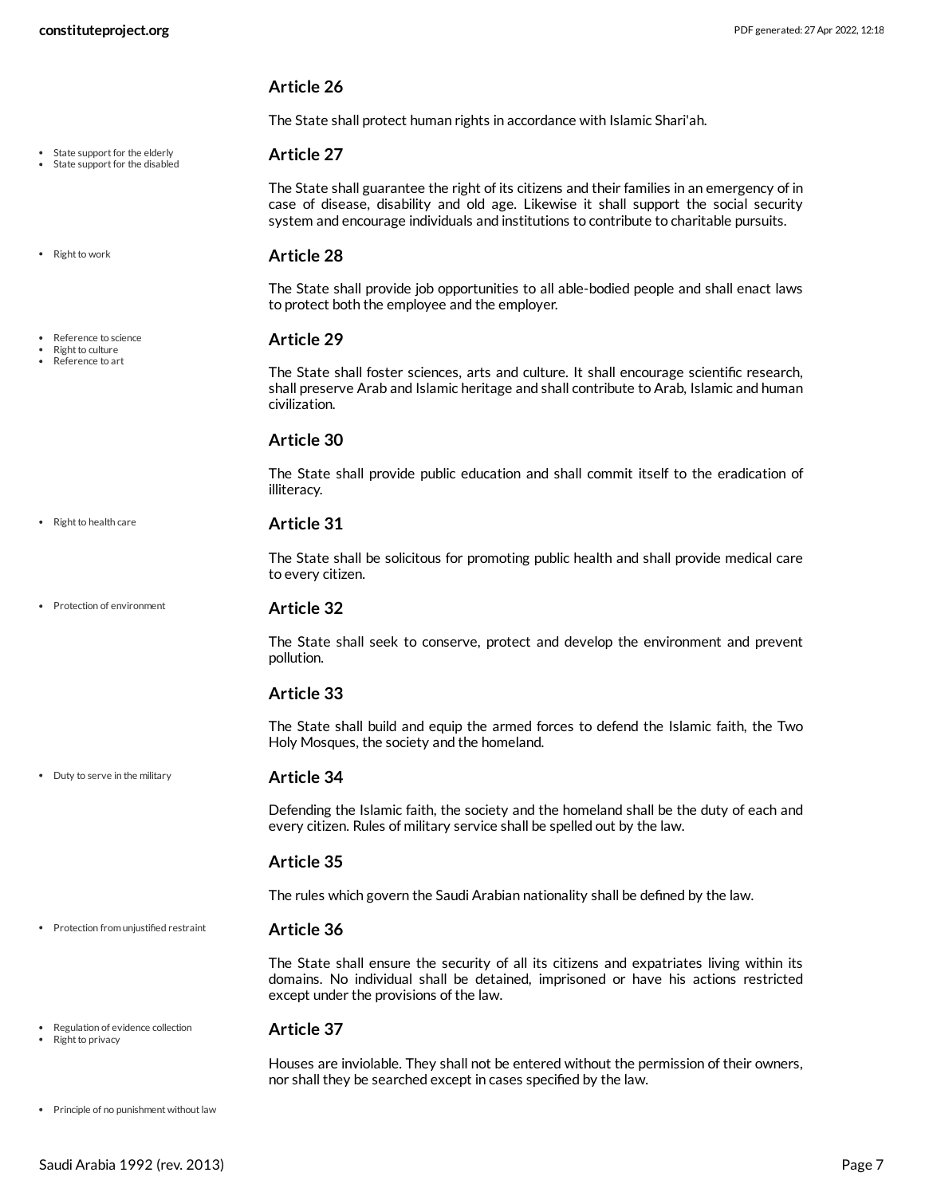## Article 26

The State shall protect human rights in accordance with Islamic Shari'ah.

- State support for the elderly
- State support for the disabled

## Article 27

The State shall guarantee the right of its citizens and their families in an emergency of in case of disease, disability and old age. Likewise it shall support the social security system and encourage individuals and institutions to contribute to charitable pursuits.

- Right to work

## Article 28

The State shall provide job opportunities to all able-bodied people and shall enact laws to protect both the employee and the employer.

- Reference to science
- Right to culture
- Reference to art

## Article 29

The State shall foster sciences, arts and culture. It shall encourage scientific research, shall preserve Arab and Islamic heritage and shall contribute to Arab, Islamic and human civilization.

## Article 30

The State shall provide public education and shall commit itself to the eradication of illiteracy.

- Right to health care

## Article 31

The State shall be solicitous for promoting public health and shall provide medical care to every citizen.

- Protection of environment

## Article 32

The State shall seek to conserve, protect and develop the environment and prevent pollution.

## Article 33

The State shall build and equip the armed forces to defend the Islamic faith, the Two Holy Mosques, the society and the homeland.

- Duty to serve in the military

## Article 34

Defending the Islamic faith, the society and the homeland shall be the duty of each and every citizen. Rules of military service shall be spelled out by the law.

## Article 35

The rules which govern the Saudi Arabian nationality shall be defined by the law.

- Protection from unjustified restraint

## Article 36

The State shall ensure the security of all its citizens and expatriates living within its domains. No individual shall be detained, imprisoned or have his actions restricted except under the provisions of the law.

- Regulation of evidence collection
- Right to privacy

## Article 37

Houses are inviolable. They shall not be entered without the permission of their owners, nor shall they be searched except in cases specified by the law.

- Principle of no punishment without law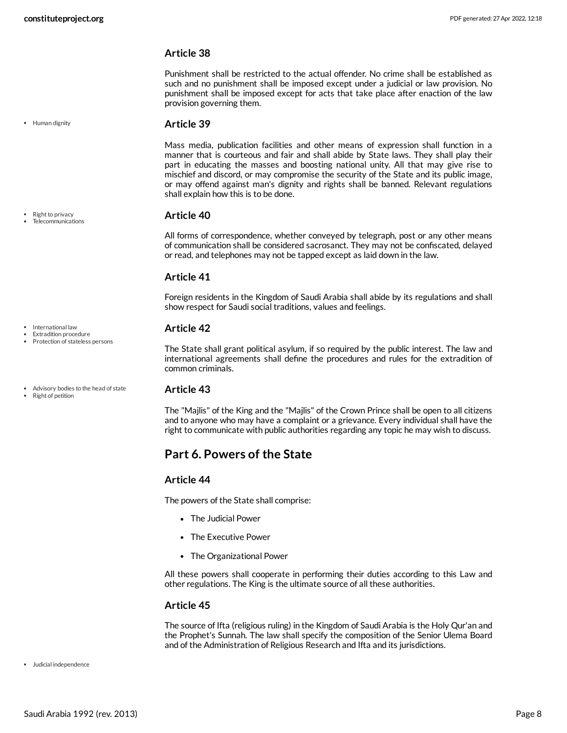### Article 38

Punishment shall be restricted to the actual offender. No crime shall be established as such and no punishment shall be imposed except under a judicial or law provision. No punishment shall be imposed except for acts that take place after enaction of the law provision governing them.

- Human dignity

### Article 39

Mass media, publication facilities and other means of expression shall function in a manner that is courteous and fair and shall abide by State laws. They shall play their part in educating the masses and boosting national unity. All that may give rise to mischief and discord, or may compromise the security of the State and its public image, or may offend against man's dignity and rights shall be banned. Relevant regulations shall explain how this is to be done.

- Right to privacy
- Telecommunications

### Article 40

All forms of correspondence, whether conveyed by telegraph, post or any other means of communication shall be considered sacrosanct. They may not be confiscated, delayed or read, and telephones may not be tapped except as laid down in the law.

### Article 41

Foreign residents in the Kingdom of Saudi Arabia shall abide by its regulations and shall show respect for Saudi social traditions, values and feelings.

- International law
- Extradition procedure
- Protection of stateless persons

### Article 42

The State shall grant political asylum, if so required by the public interest. The law and international agreements shall define the procedures and rules for the extradition of common criminals.

- Advisory bodies to the head of state
- Right of petition

### Article 43

The "Majlis" of the King and the "Majlis" of the Crown Prince shall be open to all citizens and to anyone who may have a complaint or a grievance. Every individual shall have the right to communicate with public authorities regarding any topic he may wish to discuss.

## Part 6. Powers of the State

### Article 44

The powers of the State shall comprise:

- The Judicial Power
- The Executive Power
- The Organizational Power

All these powers shall cooperate in performing their duties according to this Law and other regulations. The King is the ultimate source of all these authorities.

### Article 45

The source of Ifta (religious ruling) in the Kingdom of Saudi Arabia is the Holy Qur'an and the Prophet's Sunnah. The law shall specify the composition of the Senior Ulema Board and of the Administration of Religious Research and Ifta and its jurisdictions.

- Judicial independence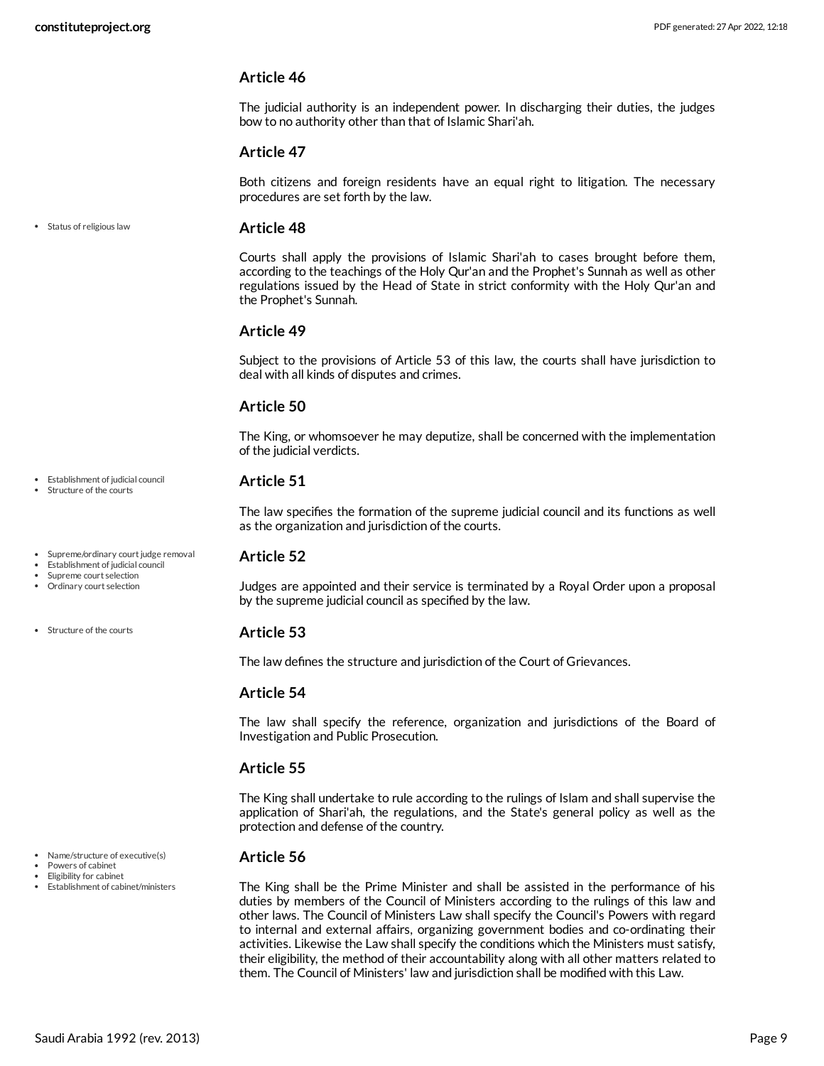### Article 46

The judicial authority is an independent power. In discharging their duties, the judges bow to no authority other than that of Islamic Shari'ah.

### Article 47

Both citizens and foreign residents have an equal right to litigation. The necessary procedures are set forth by the law.

- Status of religious law

### Article 48

Courts shall apply the provisions of Islamic Shari'ah to cases brought before them, according to the teachings of the Holy Qur'an and the Prophet's Sunnah as well as other regulations issued by the Head of State in strict conformity with the Holy Qur'an and the Prophet's Sunnah.

### Article 49

Subject to the provisions of Article 53 of this law, the courts shall have jurisdiction to deal with all kinds of disputes and crimes.

### Article 50

The King, or whomsoever he may deputize, shall be concerned with the implementation of the judicial verdicts.

- Establishment of judicial council
- Structure of the courts

### Article 51

The law specifies the formation of the supreme judicial council and its functions as well as the organization and jurisdiction of the courts.

- Supreme/ordinary court judge removal
- Establishment of judicial council
- Supreme court selection
- Ordinary court selection

### Article 52

Judges are appointed and their service is terminated by a Royal Order upon a proposal by the supreme judicial council as specified by the law.

- Structure of the courts

### Article 53

The law defines the structure and jurisdiction of the Court of Grievances.

### Article 54

The law shall specify the reference, organization and jurisdictions of the Board of Investigation and Public Prosecution.

### Article 55

The King shall undertake to rule according to the rulings of Islam and shall supervise the application of Shari'ah, the regulations, and the State's general policy as well as the protection and defense of the country.

- Name/structure of executive(s)
- Powers of cabinet
- Eligibility for cabinet
- Establishment of cabinet/ministers

### Article 56

The King shall be the Prime Minister and shall be assisted in the performance of his duties by members of the Council of Ministers according to the rulings of this law and other laws. The Council of Ministers Law shall specify the Council's Powers with regard to internal and external affairs, organizing government bodies and co-ordinating their activities. Likewise the Law shall specify the conditions which the Ministers must satisfy, their eligibility, the method of their accountability along with all other matters related to them. The Council of Ministers' law and jurisdiction shall be modified with this Law.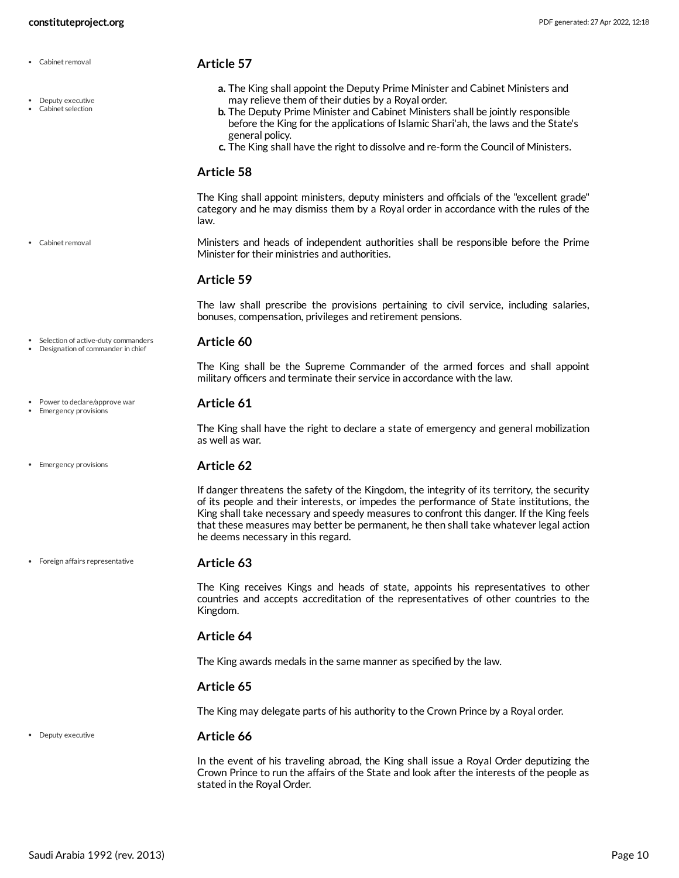## Article 57

a. The King shall appoint the Deputy Prime Minister and Cabinet Ministers and may relieve them of their duties by a Royal order.
b. The Deputy Prime Minister and Cabinet Ministers shall be jointly responsible before the King for the applications of Islamic Shari'ah, the laws and the State's general policy.
c. The King shall have the right to dissolve and re-form the Council of Ministers.

## Article 58

The King shall appoint ministers, deputy ministers and officials of the "excellent grade" category and he may dismiss them by a Royal order in accordance with the rules of the law.

Ministers and heads of independent authorities shall be responsible before the Prime Minister for their ministries and authorities.

## Article 59

The law shall prescribe the provisions pertaining to civil service, including salaries, bonuses, compensation, privileges and retirement pensions.

## Article 60

The King shall be the Supreme Commander of the armed forces and shall appoint military officers and terminate their service in accordance with the law.

## Article 61

The King shall have the right to declare a state of emergency and general mobilization as well as war.

## Article 62

If danger threatens the safety of the Kingdom, the integrity of its territory, the security of its people and their interests, or impedes the performance of State institutions, the King shall take necessary and speedy measures to confront this danger. If the King feels that these measures may better be permanent, he then shall take whatever legal action he deems necessary in this regard.

## Article 63

The King receives Kings and heads of state, appoints his representatives to other countries and accepts accreditation of the representatives of other countries to the Kingdom.

## Article 64

The King awards medals in the same manner as specified by the law.

## Article 65

The King may delegate parts of his authority to the Crown Prince by a Royal order.

## Article 66

In the event of his traveling abroad, the King shall issue a Royal Order deputizing the Crown Prince to run the affairs of the State and look after the interests of the people as stated in the Royal Order.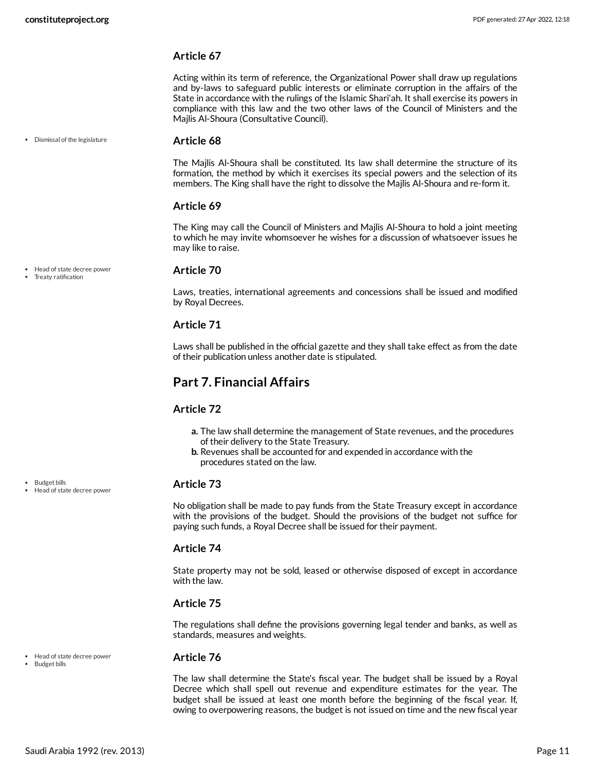### Article 67

Acting within its term of reference, the Organizational Power shall draw up regulations and by-laws to safeguard public interests or eliminate corruption in the affairs of the State in accordance with the rulings of the Islamic Shari'ah. It shall exercise its powers in compliance with this law and the two other laws of the Council of Ministers and the Majlis Al-Shoura (Consultative Council).

- Dismissal of the legislature

### Article 68

The Majlis Al-Shoura shall be constituted. Its law shall determine the structure of its formation, the method by which it exercises its special powers and the selection of its members. The King shall have the right to dissolve the Majlis Al-Shoura and re-form it.

### Article 69

The King may call the Council of Ministers and Majlis Al-Shoura to hold a joint meeting to which he may invite whomsoever he wishes for a discussion of whatsoever issues he may like to raise.

- Head of state decree power
- Treaty ratification

### Article 70

Laws, treaties, international agreements and concessions shall be issued and modified by Royal Decrees.

### Article 71

Laws shall be published in the official gazette and they shall take effect as from the date of their publication unless another date is stipulated.

## Part 7. Financial Affairs

### Article 72

a. The law shall determine the management of State revenues, and the procedures of their delivery to the State Treasury.
b. Revenues shall be accounted for and expended in accordance with the procedures stated on the law.

- Budget bills
- Head of state decree power

### Article 73

No obligation shall be made to pay funds from the State Treasury except in accordance with the provisions of the budget. Should the provisions of the budget not suffice for paying such funds, a Royal Decree shall be issued for their payment.

### Article 74

State property may not be sold, leased or otherwise disposed of except in accordance with the law.

### Article 75

The regulations shall define the provisions governing legal tender and banks, as well as standards, measures and weights.

- Head of state decree power
- Budget bills

### Article 76

The law shall determine the State's fiscal year. The budget shall be issued by a Royal Decree which shall spell out revenue and expenditure estimates for the year. The budget shall be issued at least one month before the beginning of the fiscal year. If, owing to overpowering reasons, the budget is not issued on time and the new fiscal year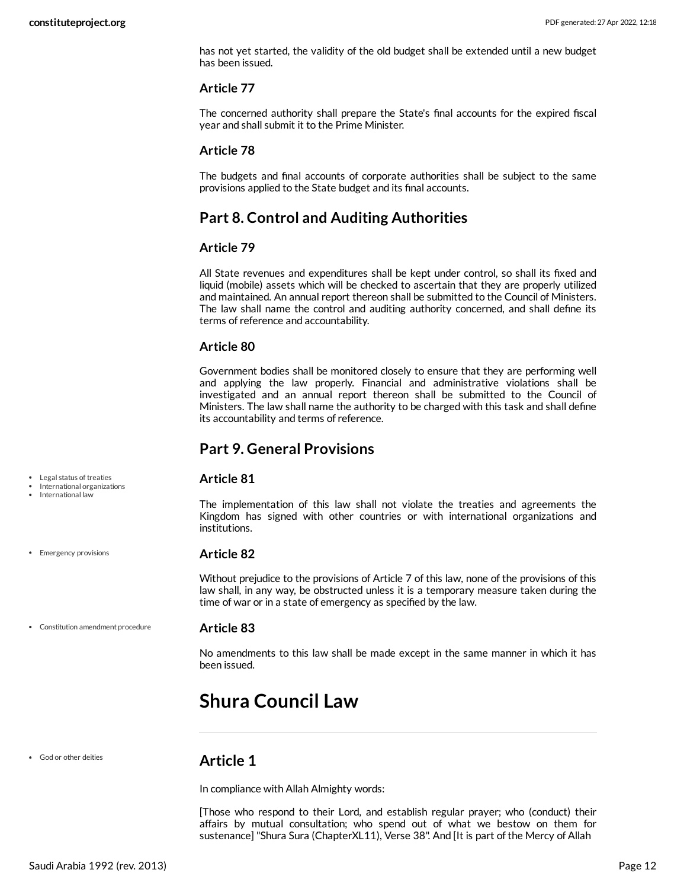has not yet started, the validity of the old budget shall be extended until a new budget has been issued.

### Article 77

The concerned authority shall prepare the State's final accounts for the expired fiscal year and shall submit it to the Prime Minister.

### Article 78

The budgets and final accounts of corporate authorities shall be subject to the same provisions applied to the State budget and its final accounts.

## Part 8. Control and Auditing Authorities

### Article 79

All State revenues and expenditures shall be kept under control, so shall its fixed and liquid (mobile) assets which will be checked to ascertain that they are properly utilized and maintained. An annual report thereon shall be submitted to the Council of Ministers. The law shall name the control and auditing authority concerned, and shall define its terms of reference and accountability.

### Article 80

Government bodies shall be monitored closely to ensure that they are performing well and applying the law properly. Financial and administrative violations shall be investigated and an annual report thereon shall be submitted to the Council of Ministers. The law shall name the authority to be charged with this task and shall define its accountability and terms of reference.

## Part 9. General Provisions

- Legal status of treaties
- International organizations
- International law

### Article 81

The implementation of this law shall not violate the treaties and agreements the Kingdom has signed with other countries or with international organizations and institutions.

- Emergency provisions

### Article 82

Without prejudice to the provisions of Article 7 of this law, none of the provisions of this law shall, in any way, be obstructed unless it is a temporary measure taken during the time of war or in a state of emergency as specified by the law.

- Constitution amendment procedure

### Article 83

No amendments to this law shall be made except in the same manner in which it has been issued.

# Shura Council Law

- God or other deities

## Article 1

In compliance with Allah Almighty words:

[Those who respond to their Lord, and establish regular prayer; who (conduct) their affairs by mutual consultation; who spend out of what we bestow on them for sustenance] "Shura Sura (ChapterXL11), Verse 38". And [It is part of the Mercy of Allah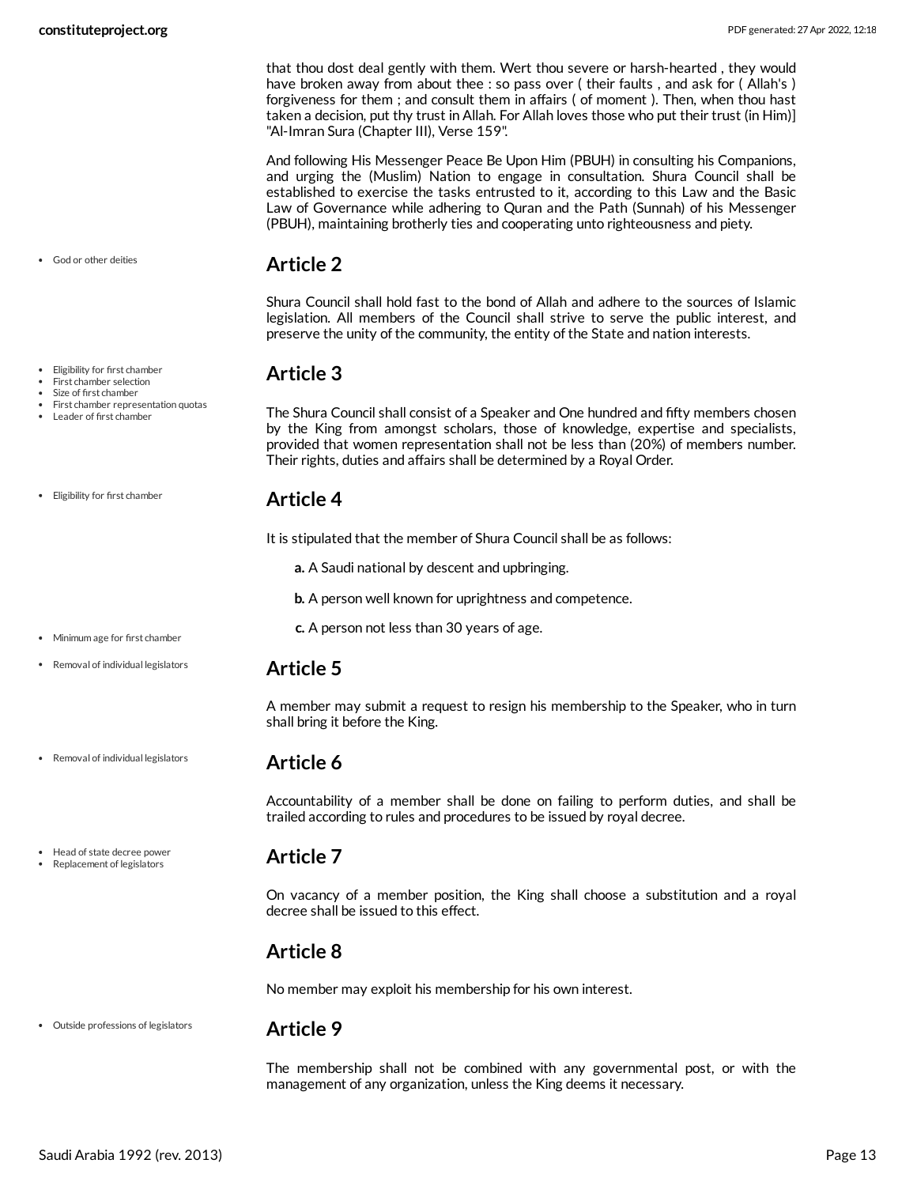that thou dost deal gently with them. Wert thou severe or harsh-hearted , they would have broken away from about thee : so pass over ( their faults , and ask for ( Allah's ) forgiveness for them ; and consult them in affairs ( of moment ). Then, when thou hast taken a decision, put thy trust in Allah. For Allah loves those who put their trust (in Him)] "Al-Imran Sura (Chapter III), Verse 159".

And following His Messenger Peace Be Upon Him (PBUH) in consulting his Companions, and urging the (Muslim) Nation to engage in consultation. Shura Council shall be established to exercise the tasks entrusted to it, according to this Law and the Basic Law of Governance while adhering to Quran and the Path (Sunnah) of his Messenger (PBUH), maintaining brotherly ties and cooperating unto righteousness and piety.

- God or other deities

## Article 2

Shura Council shall hold fast to the bond of Allah and adhere to the sources of Islamic legislation. All members of the Council shall strive to serve the public interest, and preserve the unity of the community, the entity of the State and nation interests.

- Eligibility for first chamber
- First chamber selection
- Size of first chamber
- First chamber representation quotas
- Leader of first chamber

## Article 3

The Shura Council shall consist of a Speaker and One hundred and fifty members chosen by the King from amongst scholars, those of knowledge, expertise and specialists, provided that women representation shall not be less than (20%) of members number. Their rights, duties and affairs shall be determined by a Royal Order.

- Eligibility for first chamber

## Article 4

It is stipulated that the member of Shura Council shall be as follows:

**a.** A Saudi national by descent and upbringing.

**b.** A person well known for uprightness and competence.

- Minimum age for first chamber

**c.** A person not less than 30 years of age.

- Removal of individual legislators

## Article 5

A member may submit a request to resign his membership to the Speaker, who in turn shall bring it before the King.

- Removal of individual legislators

## Article 6

Accountability of a member shall be done on failing to perform duties, and shall be trailed according to rules and procedures to be issued by royal decree.

- Head of state decree power
- Replacement of legislators

## Article 7

On vacancy of a member position, the King shall choose a substitution and a royal decree shall be issued to this effect.

## Article 8

No member may exploit his membership for his own interest.

- Outside professions of legislators

## Article 9

The membership shall not be combined with any governmental post, or with the management of any organization, unless the King deems it necessary.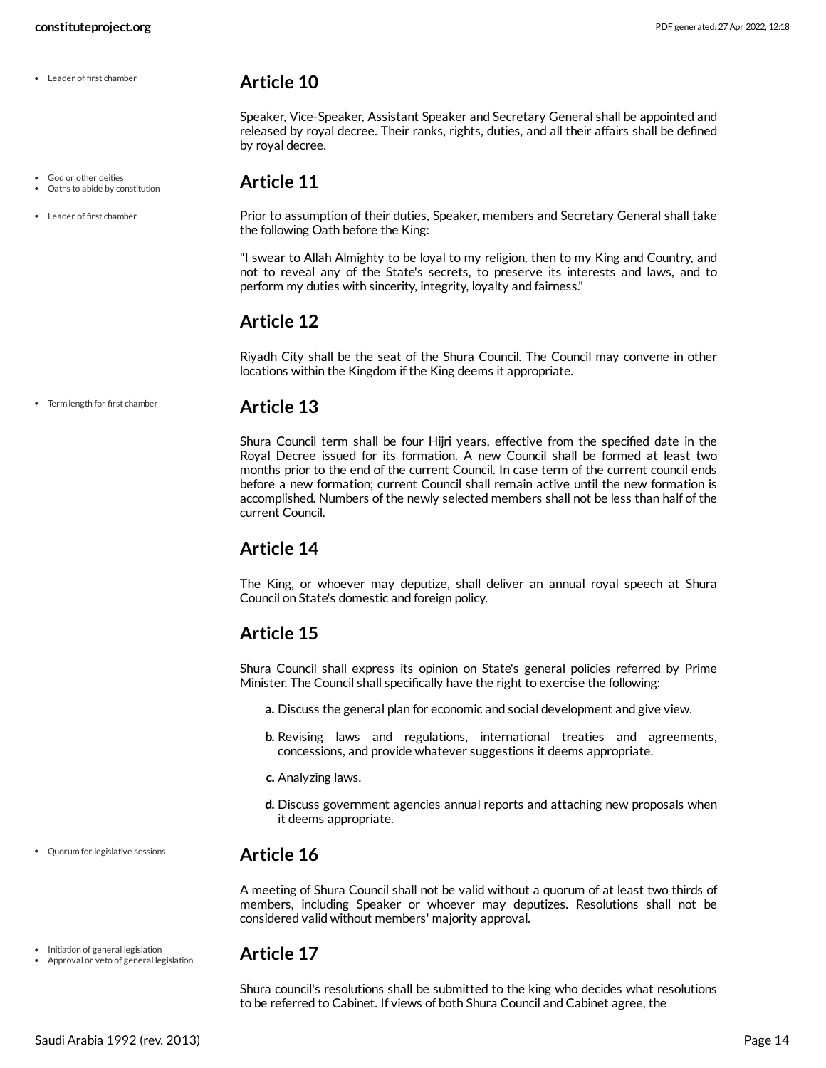## Article 10

Speaker, Vice-Speaker, Assistant Speaker and Secretary General shall be appointed and released by royal decree. Their ranks, rights, duties, and all their affairs shall be defined by royal decree.

## Article 11

Prior to assumption of their duties, Speaker, members and Secretary General shall take the following Oath before the King:

"I swear to Allah Almighty to be loyal to my religion, then to my King and Country, and not to reveal any of the State's secrets, to preserve its interests and laws, and to perform my duties with sincerity, integrity, loyalty and fairness."

## Article 12

Riyadh City shall be the seat of the Shura Council. The Council may convene in other locations within the Kingdom if the King deems it appropriate.

## Article 13

Shura Council term shall be four Hijri years, effective from the specified date in the Royal Decree issued for its formation. A new Council shall be formed at least two months prior to the end of the current Council. In case term of the current council ends before a new formation; current Council shall remain active until the new formation is accomplished. Numbers of the newly selected members shall not be less than half of the current Council.

## Article 14

The King, or whoever may deputize, shall deliver an annual royal speech at Shura Council on State's domestic and foreign policy.

## Article 15

Shura Council shall express its opinion on State's general policies referred by Prime Minister. The Council shall specifically have the right to exercise the following:

- **a.** Discuss the general plan for economic and social development and give view.
- **b.** Revising laws and regulations, international treaties and agreements, concessions, and provide whatever suggestions it deems appropriate.
- **c.** Analyzing laws.
- **d.** Discuss government agencies annual reports and attaching new proposals when it deems appropriate.

## Article 16

A meeting of Shura Council shall not be valid without a quorum of at least two thirds of members, including Speaker or whoever may deputizes. Resolutions shall not be considered valid without members' majority approval.

## Article 17

Shura council's resolutions shall be submitted to the king who decides what resolutions to be referred to Cabinet. If views of both Shura Council and Cabinet agree, the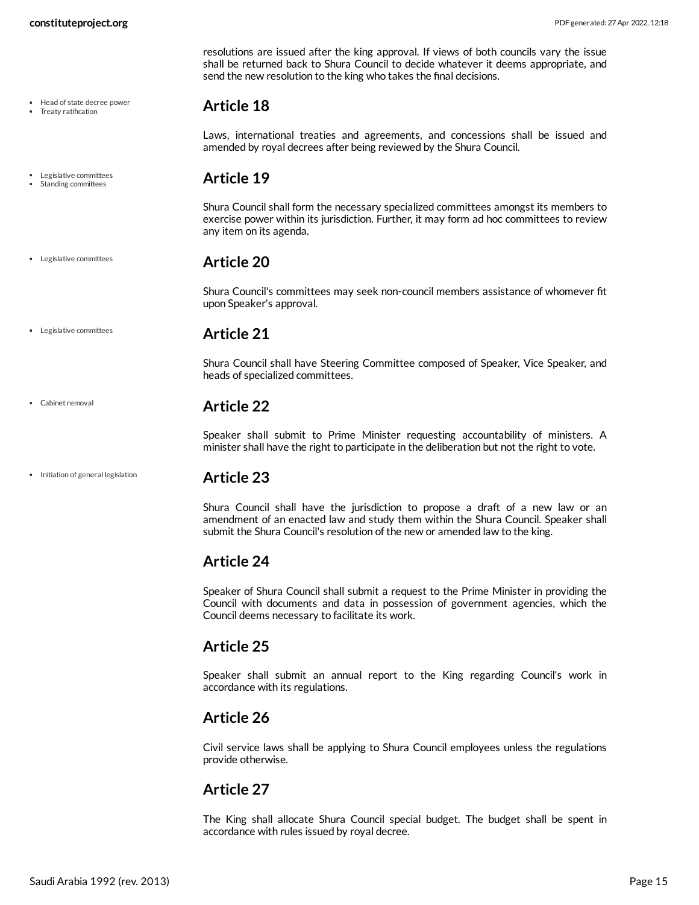resolutions are issued after the king approval. If views of both councils vary the issue shall be returned back to Shura Council to decide whatever it deems appropriate, and send the new resolution to the king who takes the final decisions.

- Head of state decree power
- Treaty ratification

## Article 18

Laws, international treaties and agreements, and concessions shall be issued and amended by royal decrees after being reviewed by the Shura Council.

- Legislative committees
- Standing committees

## Article 19

Shura Council shall form the necessary specialized committees amongst its members to exercise power within its jurisdiction. Further, it may form ad hoc committees to review any item on its agenda.

- Legislative committees

## Article 20

Shura Council's committees may seek non-council members assistance of whomever fit upon Speaker's approval.

- Legislative committees

## Article 21

Shura Council shall have Steering Committee composed of Speaker, Vice Speaker, and heads of specialized committees.

- Cabinet removal

## Article 22

Speaker shall submit to Prime Minister requesting accountability of ministers. A minister shall have the right to participate in the deliberation but not the right to vote.

- Initiation of general legislation

## Article 23

Shura Council shall have the jurisdiction to propose a draft of a new law or an amendment of an enacted law and study them within the Shura Council. Speaker shall submit the Shura Council's resolution of the new or amended law to the king.

## Article 24

Speaker of Shura Council shall submit a request to the Prime Minister in providing the Council with documents and data in possession of government agencies, which the Council deems necessary to facilitate its work.

## Article 25

Speaker shall submit an annual report to the King regarding Council's work in accordance with its regulations.

## Article 26

Civil service laws shall be applying to Shura Council employees unless the regulations provide otherwise.

## Article 27

The King shall allocate Shura Council special budget. The budget shall be spent in accordance with rules issued by royal decree.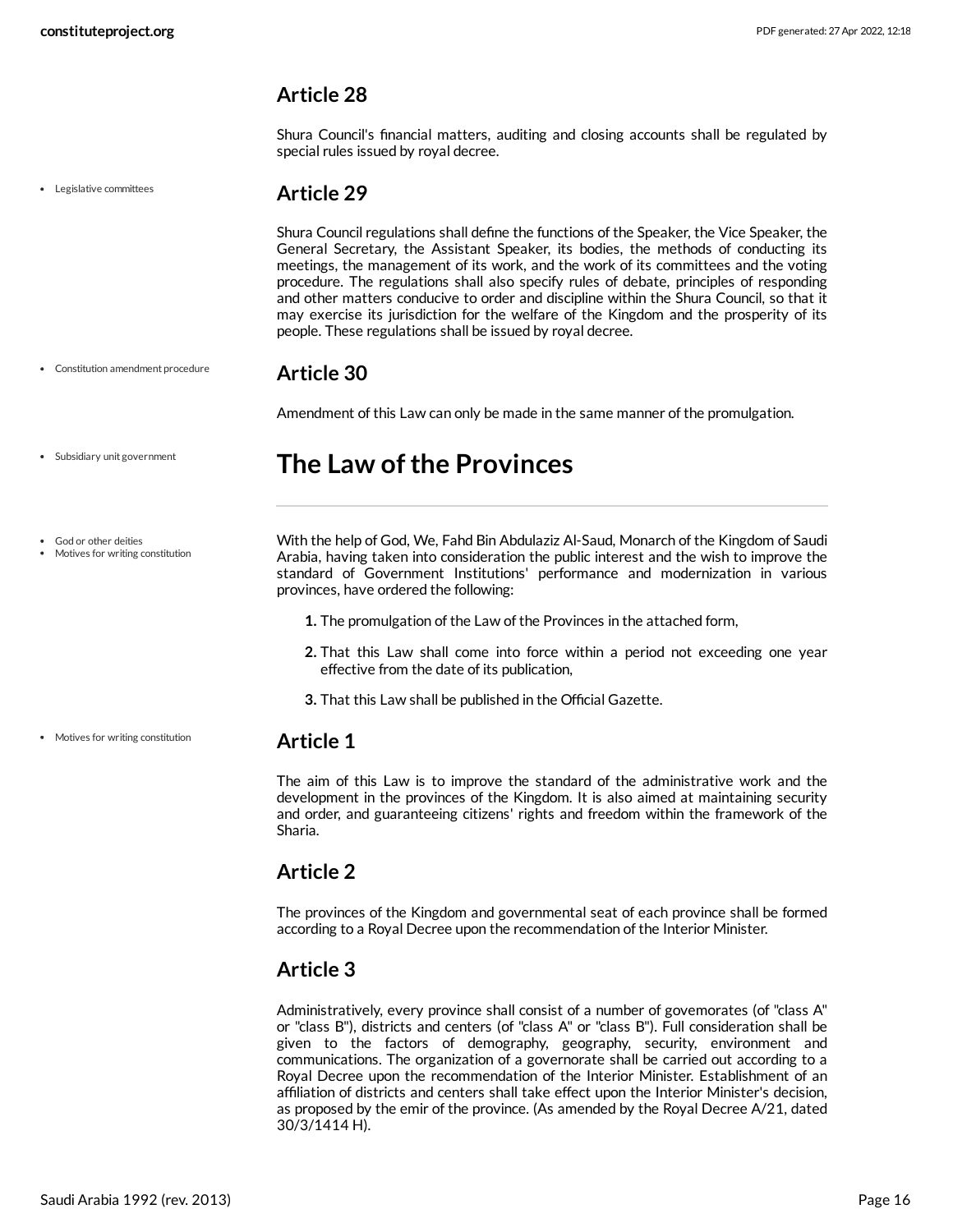## Article 28

Shura Council's financial matters, auditing and closing accounts shall be regulated by special rules issued by royal decree.

- Legislative committees

## Article 29

Shura Council regulations shall define the functions of the Speaker, the Vice Speaker, the General Secretary, the Assistant Speaker, its bodies, the methods of conducting its meetings, the management of its work, and the work of its committees and the voting procedure. The regulations shall also specify rules of debate, principles of responding and other matters conducive to order and discipline within the Shura Council, so that it may exercise its jurisdiction for the welfare of the Kingdom and the prosperity of its people. These regulations shall be issued by royal decree.

- Constitution amendment procedure

## Article 30

Amendment of this Law can only be made in the same manner of the promulgation.

- Subsidiary unit government

# The Law of the Provinces

- God or other deities
- Motives for writing constitution

With the help of God, We, Fahd Bin Abdulaziz Al-Saud, Monarch of the Kingdom of Saudi Arabia, having taken into consideration the public interest and the wish to improve the standard of Government Institutions' performance and modernization in various provinces, have ordered the following:

1. The promulgation of the Law of the Provinces in the attached form,
2. That this Law shall come into force within a period not exceeding one year effective from the date of its publication,
3. That this Law shall be published in the Official Gazette.

- Motives for writing constitution

## Article 1

The aim of this Law is to improve the standard of the administrative work and the development in the provinces of the Kingdom. It is also aimed at maintaining security and order, and guaranteeing citizens' rights and freedom within the framework of the Sharia.

## Article 2

The provinces of the Kingdom and governmental seat of each province shall be formed according to a Royal Decree upon the recommendation of the Interior Minister.

## Article 3

Administratively, every province shall consist of a number of govemorates (of "class A" or "class B"), districts and centers (of "class A" or "class B"). Full consideration shall be given to the factors of demography, geography, security, environment and communications. The organization of a governorate shall be carried out according to a Royal Decree upon the recommendation of the Interior Minister. Establishment of an affiliation of districts and centers shall take effect upon the Interior Minister's decision, as proposed by the emir of the province. (As amended by the Royal Decree A/21, dated 30/3/1414 H).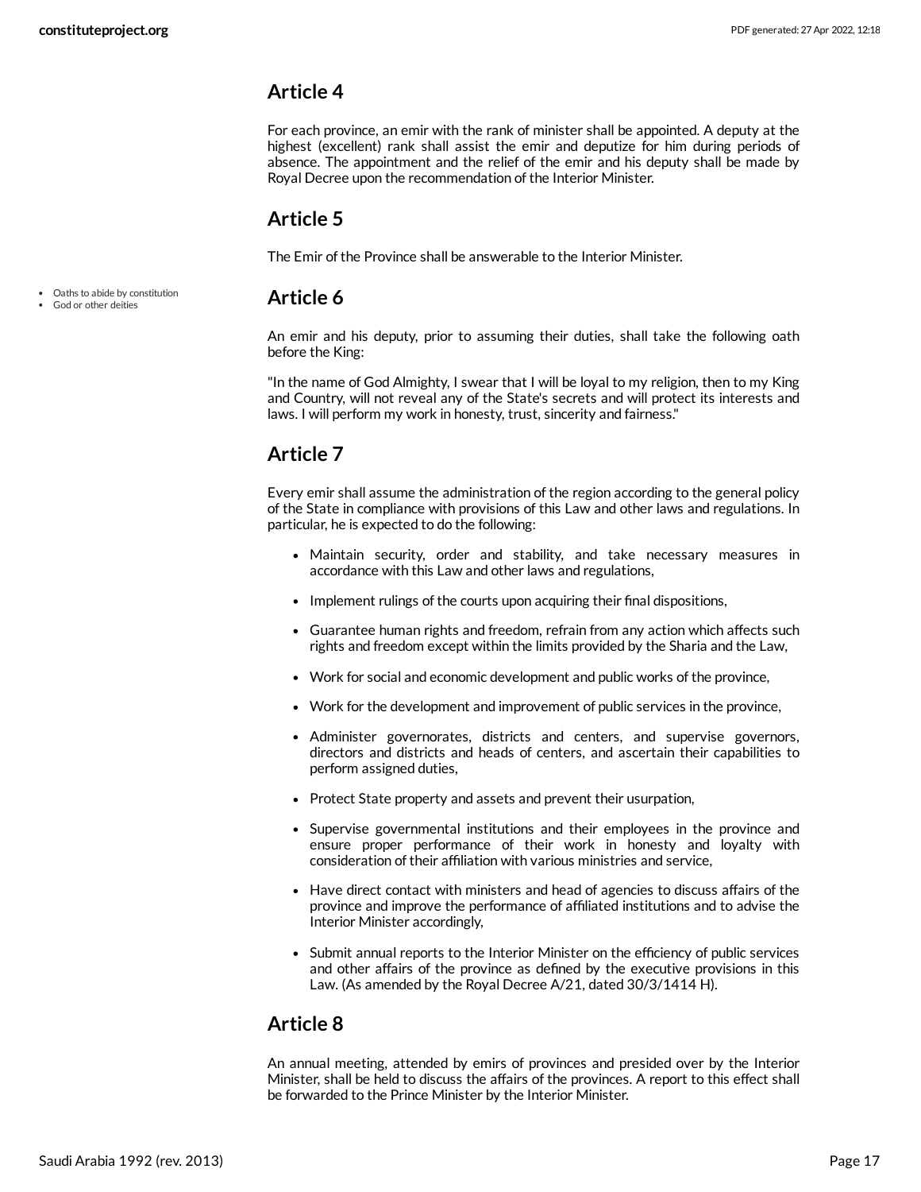## Article 4

For each province, an emir with the rank of minister shall be appointed. A deputy at the highest (excellent) rank shall assist the emir and deputize for him during periods of absence. The appointment and the relief of the emir and his deputy shall be made by Royal Decree upon the recommendation of the Interior Minister.

## Article 5

The Emir of the Province shall be answerable to the Interior Minister.

- Oaths to abide by constitution
- God or other deities

## Article 6

An emir and his deputy, prior to assuming their duties, shall take the following oath before the King:

"In the name of God Almighty, I swear that I will be loyal to my religion, then to my King and Country, will not reveal any of the State's secrets and will protect its interests and laws. I will perform my work in honesty, trust, sincerity and fairness."

## Article 7

Every emir shall assume the administration of the region according to the general policy of the State in compliance with provisions of this Law and other laws and regulations. In particular, he is expected to do the following:

- Maintain security, order and stability, and take necessary measures in accordance with this Law and other laws and regulations,
- Implement rulings of the courts upon acquiring their final dispositions,
- Guarantee human rights and freedom, refrain from any action which affects such rights and freedom except within the limits provided by the Sharia and the Law,
- Work for social and economic development and public works of the province,
- Work for the development and improvement of public services in the province,
- Administer governorates, districts and centers, and supervise governors, directors and districts and heads of centers, and ascertain their capabilities to perform assigned duties,
- Protect State property and assets and prevent their usurpation,
- Supervise governmental institutions and their employees in the province and ensure proper performance of their work in honesty and loyalty with consideration of their affiliation with various ministries and service,
- Have direct contact with ministers and head of agencies to discuss affairs of the province and improve the performance of affiliated institutions and to advise the Interior Minister accordingly,
- Submit annual reports to the Interior Minister on the efficiency of public services and other affairs of the province as defined by the executive provisions in this Law. (As amended by the Royal Decree A/21, dated 30/3/1414 H).

## Article 8

An annual meeting, attended by emirs of provinces and presided over by the Interior Minister, shall be held to discuss the affairs of the provinces. A report to this effect shall be forwarded to the Prince Minister by the Interior Minister.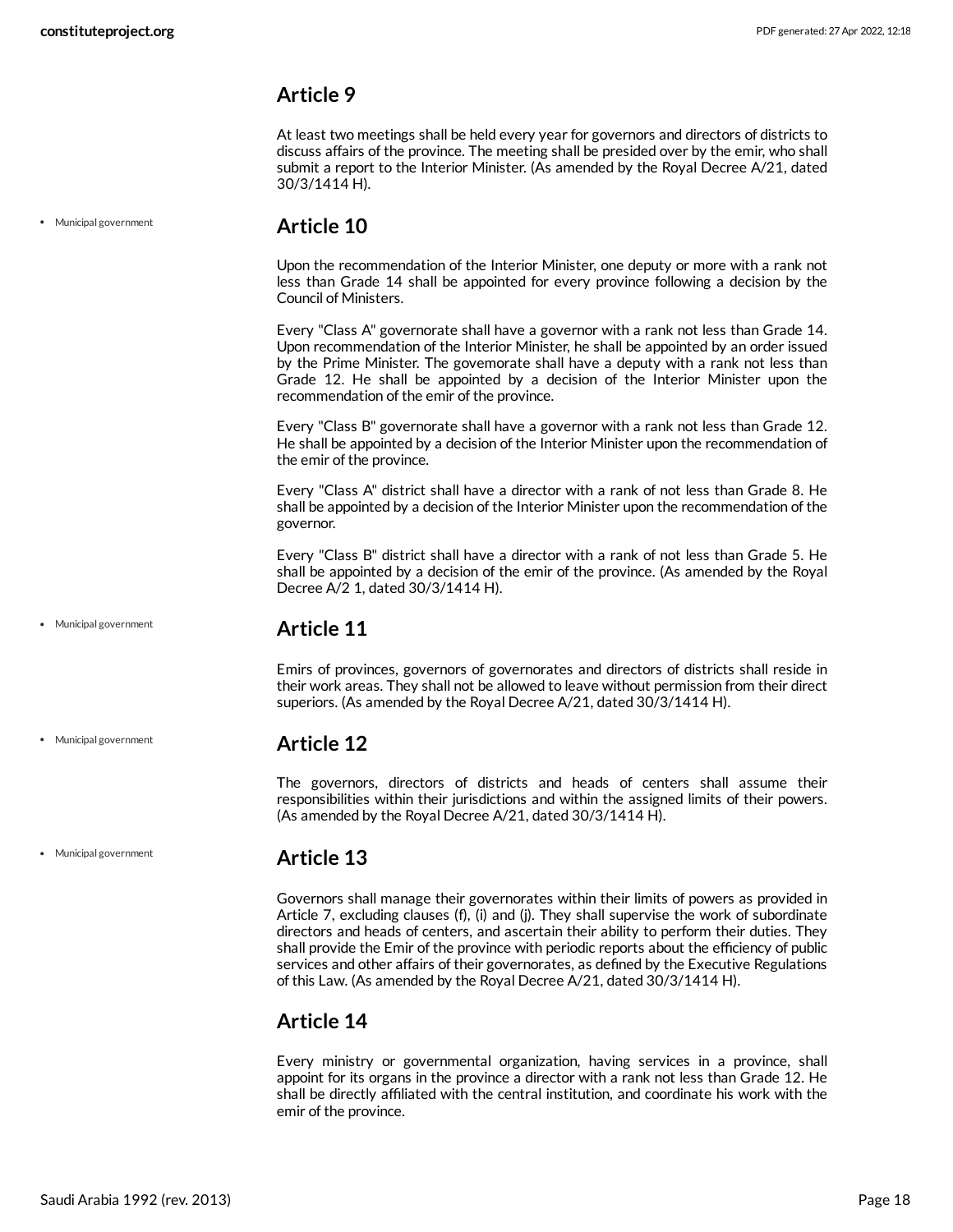## Article 9

At least two meetings shall be held every year for governors and directors of districts to discuss affairs of the province. The meeting shall be presided over by the emir, who shall submit a report to the Interior Minister. (As amended by the Royal Decree A/21, dated 30/3/1414 H).

- Municipal government

## Article 10

Upon the recommendation of the Interior Minister, one deputy or more with a rank not less than Grade 14 shall be appointed for every province following a decision by the Council of Ministers.

Every "Class A" governorate shall have a governor with a rank not less than Grade 14. Upon recommendation of the Interior Minister, he shall be appointed by an order issued by the Prime Minister. The govemorate shall have a deputy with a rank not less than Grade 12. He shall be appointed by a decision of the Interior Minister upon the recommendation of the emir of the province.

Every "Class B" governorate shall have a governor with a rank not less than Grade 12. He shall be appointed by a decision of the Interior Minister upon the recommendation of the emir of the province.

Every "Class A" district shall have a director with a rank of not less than Grade 8. He shall be appointed by a decision of the Interior Minister upon the recommendation of the governor.

Every "Class B" district shall have a director with a rank of not less than Grade 5. He shall be appointed by a decision of the emir of the province. (As amended by the Royal Decree A/2 1, dated 30/3/1414 H).

- Municipal government

## Article 11

Emirs of provinces, governors of governorates and directors of districts shall reside in their work areas. They shall not be allowed to leave without permission from their direct superiors. (As amended by the Royal Decree A/21, dated 30/3/1414 H).

- Municipal government

## Article 12

The governors, directors of districts and heads of centers shall assume their responsibilities within their jurisdictions and within the assigned limits of their powers. (As amended by the Royal Decree A/21, dated 30/3/1414 H).

- Municipal government

## Article 13

Governors shall manage their governorates within their limits of powers as provided in Article 7, excluding clauses (f), (i) and (j). They shall supervise the work of subordinate directors and heads of centers, and ascertain their ability to perform their duties. They shall provide the Emir of the province with periodic reports about the efficiency of public services and other affairs of their governorates, as defined by the Executive Regulations of this Law. (As amended by the Royal Decree A/21, dated 30/3/1414 H).

## Article 14

Every ministry or governmental organization, having services in a province, shall appoint for its organs in the province a director with a rank not less than Grade 12. He shall be directly affiliated with the central institution, and coordinate his work with the emir of the province.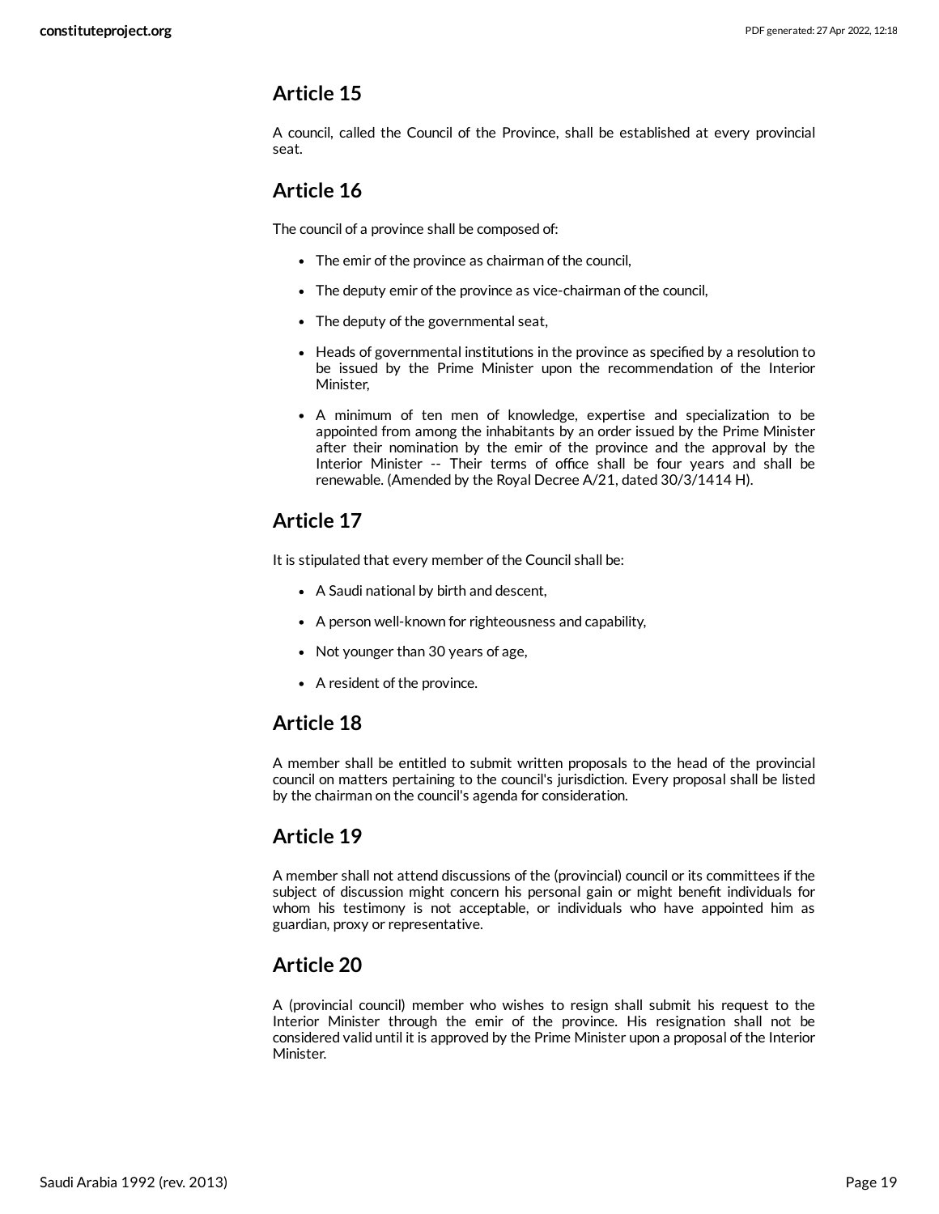## Article 15

A council, called the Council of the Province, shall be established at every provincial seat.

## Article 16

The council of a province shall be composed of:

- The emir of the province as chairman of the council,
- The deputy emir of the province as vice-chairman of the council,
- The deputy of the governmental seat,
- Heads of governmental institutions in the province as specified by a resolution to be issued by the Prime Minister upon the recommendation of the Interior Minister,
- A minimum of ten men of knowledge, expertise and specialization to be appointed from among the inhabitants by an order issued by the Prime Minister after their nomination by the emir of the province and the approval by the Interior Minister -- Their terms of office shall be four years and shall be renewable. (Amended by the Royal Decree A/21, dated 30/3/1414 H).

## Article 17

It is stipulated that every member of the Council shall be:

- A Saudi national by birth and descent,
- A person well-known for righteousness and capability,
- Not younger than 30 years of age,
- A resident of the province.

## Article 18

A member shall be entitled to submit written proposals to the head of the provincial council on matters pertaining to the council's jurisdiction. Every proposal shall be listed by the chairman on the council's agenda for consideration.

## Article 19

A member shall not attend discussions of the (provincial) council or its committees if the subject of discussion might concern his personal gain or might benefit individuals for whom his testimony is not acceptable, or individuals who have appointed him as guardian, proxy or representative.

## Article 20

A (provincial council) member who wishes to resign shall submit his request to the Interior Minister through the emir of the province. His resignation shall not be considered valid until it is approved by the Prime Minister upon a proposal of the Interior Minister.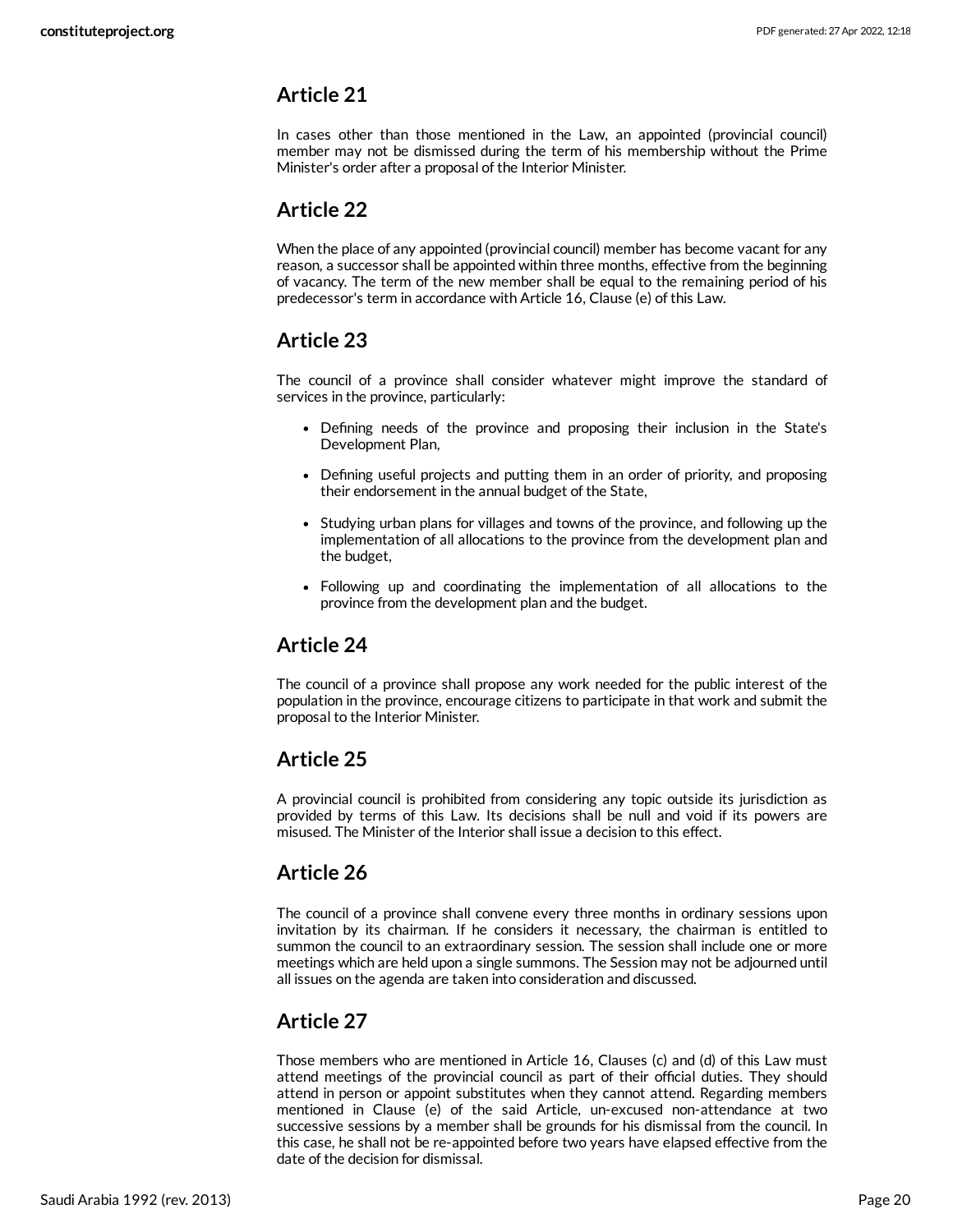## Article 21

In cases other than those mentioned in the Law, an appointed (provincial council) member may not be dismissed during the term of his membership without the Prime Minister's order after a proposal of the Interior Minister.

## Article 22

When the place of any appointed (provincial council) member has become vacant for any reason, a successor shall be appointed within three months, effective from the beginning of vacancy. The term of the new member shall be equal to the remaining period of his predecessor's term in accordance with Article 16, Clause (e) of this Law.

## Article 23

The council of a province shall consider whatever might improve the standard of services in the province, particularly:

- Defining needs of the province and proposing their inclusion in the State's Development Plan,
- Defining useful projects and putting them in an order of priority, and proposing their endorsement in the annual budget of the State,
- Studying urban plans for villages and towns of the province, and following up the implementation of all allocations to the province from the development plan and the budget,
- Following up and coordinating the implementation of all allocations to the province from the development plan and the budget.

## Article 24

The council of a province shall propose any work needed for the public interest of the population in the province, encourage citizens to participate in that work and submit the proposal to the Interior Minister.

## Article 25

A provincial council is prohibited from considering any topic outside its jurisdiction as provided by terms of this Law. Its decisions shall be null and void if its powers are misused. The Minister of the Interior shall issue a decision to this effect.

## Article 26

The council of a province shall convene every three months in ordinary sessions upon invitation by its chairman. If he considers it necessary, the chairman is entitled to summon the council to an extraordinary session. The session shall include one or more meetings which are held upon a single summons. The Session may not be adjourned until all issues on the agenda are taken into consideration and discussed.

## Article 27

Those members who are mentioned in Article 16, Clauses (c) and (d) of this Law must attend meetings of the provincial council as part of their official duties. They should attend in person or appoint substitutes when they cannot attend. Regarding members mentioned in Clause (e) of the said Article, un-excused non-attendance at two successive sessions by a member shall be grounds for his dismissal from the council. In this case, he shall not be re-appointed before two years have elapsed effective from the date of the decision for dismissal.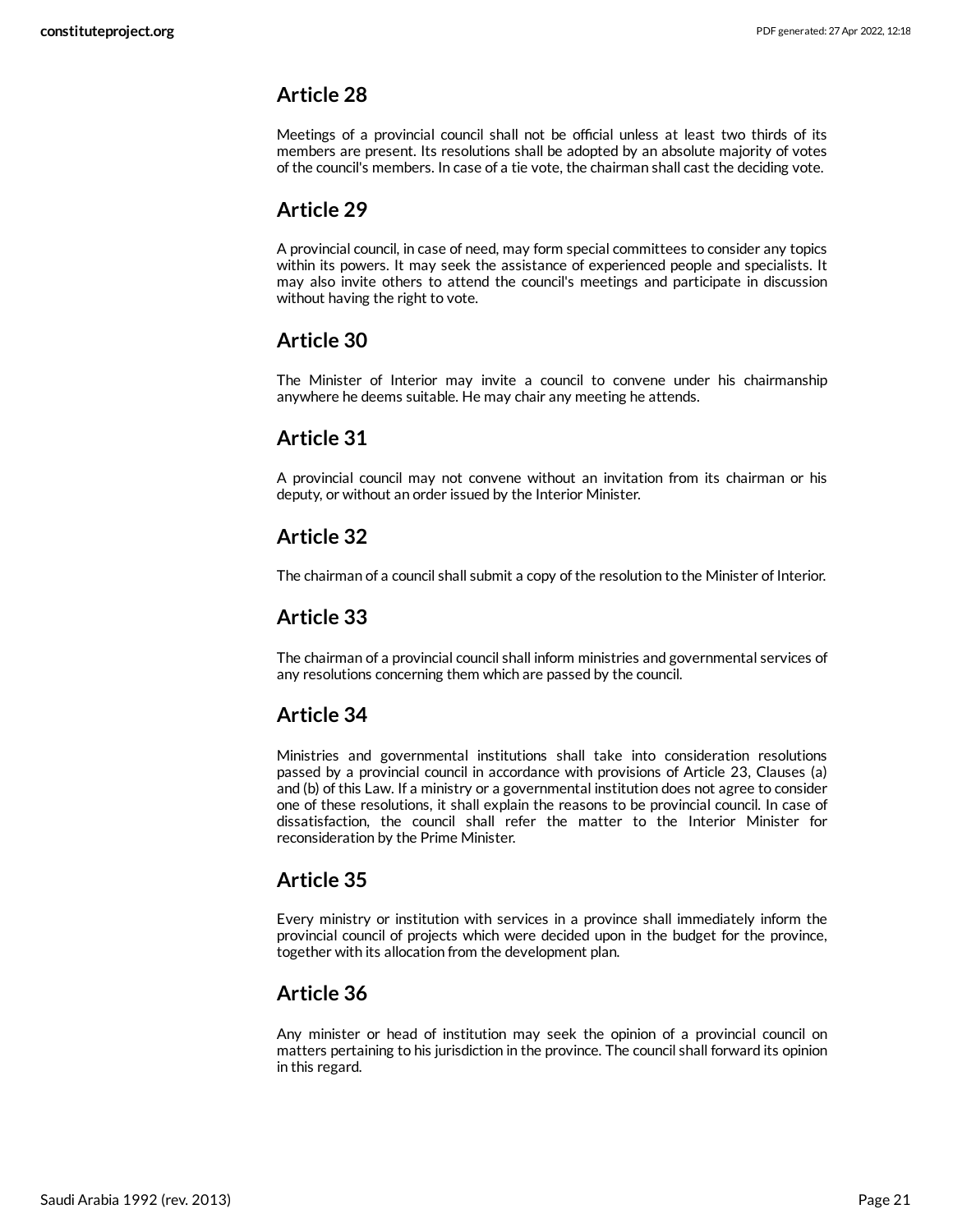## Article 28

Meetings of a provincial council shall not be official unless at least two thirds of its members are present. Its resolutions shall be adopted by an absolute majority of votes of the council's members. In case of a tie vote, the chairman shall cast the deciding vote.

## Article 29

A provincial council, in case of need, may form special committees to consider any topics within its powers. It may seek the assistance of experienced people and specialists. It may also invite others to attend the council's meetings and participate in discussion without having the right to vote.

## Article 30

The Minister of Interior may invite a council to convene under his chairmanship anywhere he deems suitable. He may chair any meeting he attends.

## Article 31

A provincial council may not convene without an invitation from its chairman or his deputy, or without an order issued by the Interior Minister.

## Article 32

The chairman of a council shall submit a copy of the resolution to the Minister of Interior.

## Article 33

The chairman of a provincial council shall inform ministries and governmental services of any resolutions concerning them which are passed by the council.

## Article 34

Ministries and governmental institutions shall take into consideration resolutions passed by a provincial council in accordance with provisions of Article 23, Clauses (a) and (b) of this Law. If a ministry or a governmental institution does not agree to consider one of these resolutions, it shall explain the reasons to be provincial council. In case of dissatisfaction, the council shall refer the matter to the Interior Minister for reconsideration by the Prime Minister.

## Article 35

Every ministry or institution with services in a province shall immediately inform the provincial council of projects which were decided upon in the budget for the province, together with its allocation from the development plan.

## Article 36

Any minister or head of institution may seek the opinion of a provincial council on matters pertaining to his jurisdiction in the province. The council shall forward its opinion in this regard.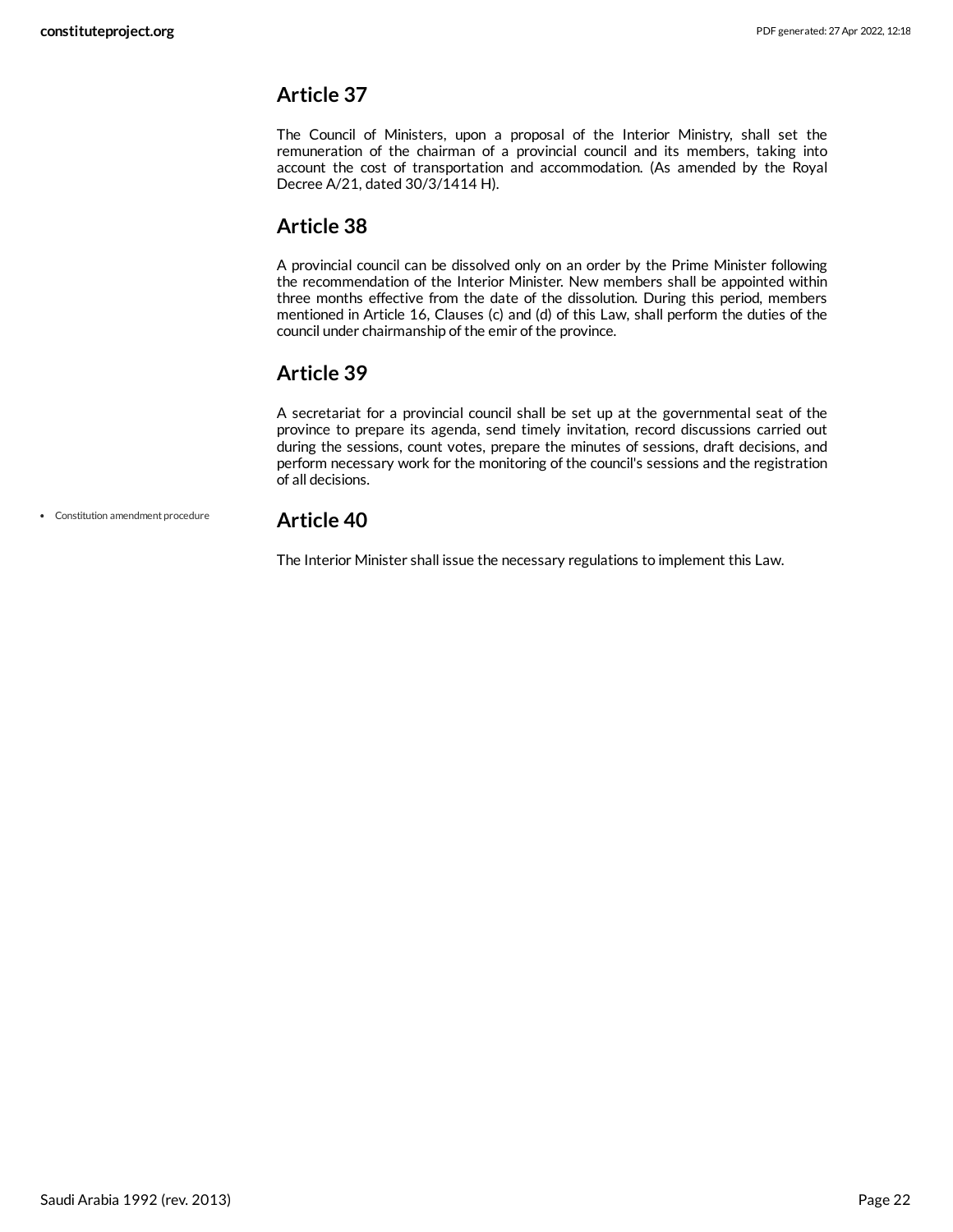## Article 37

The Council of Ministers, upon a proposal of the Interior Ministry, shall set the remuneration of the chairman of a provincial council and its members, taking into account the cost of transportation and accommodation. (As amended by the Royal Decree A/21, dated 30/3/1414 H).

## Article 38

A provincial council can be dissolved only on an order by the Prime Minister following the recommendation of the Interior Minister. New members shall be appointed within three months effective from the date of the dissolution. During this period, members mentioned in Article 16, Clauses (c) and (d) of this Law, shall perform the duties of the council under chairmanship of the emir of the province.

## Article 39

A secretariat for a provincial council shall be set up at the governmental seat of the province to prepare its agenda, send timely invitation, record discussions carried out during the sessions, count votes, prepare the minutes of sessions, draft decisions, and perform necessary work for the monitoring of the council's sessions and the registration of all decisions.

- Constitution amendment procedure

## Article 40

The Interior Minister shall issue the necessary regulations to implement this Law.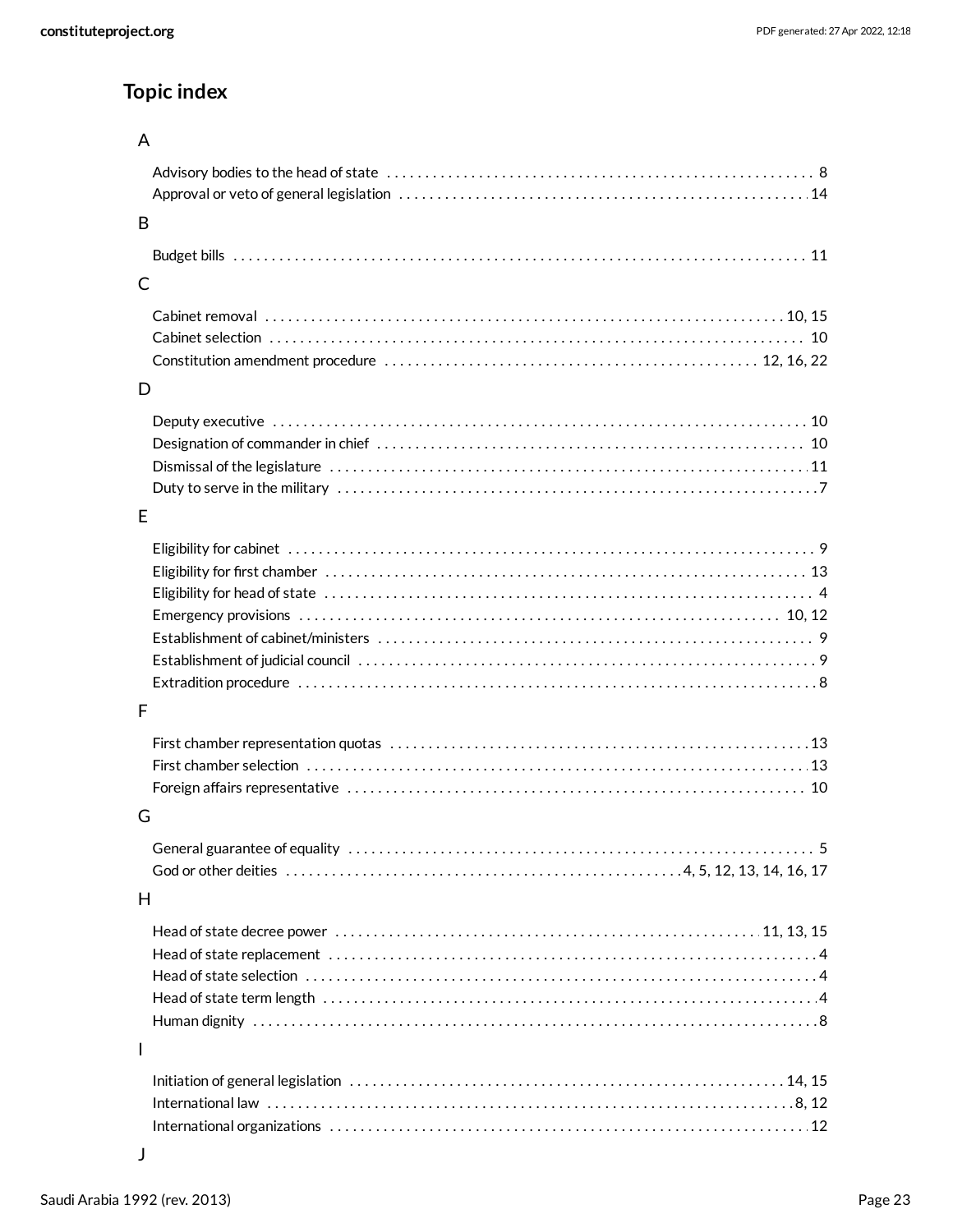## Topic index

### A

- Advisory bodies to the head of state . . . . . . . . 8
- Approval or veto of general legislation . . . . . . . . 14

### B

- Budget bills . . . . . . . . 11

### C

- Cabinet removal . . . . . . . . 10, 15
- Cabinet selection . . . . . . . . 10
- Constitution amendment procedure . . . . . . . . 12, 16, 22

### D

- Deputy executive . . . . . . . . 10
- Designation of commander in chief . . . . . . . . 10
- Dismissal of the legislature . . . . . . . . 11
- Duty to serve in the military . . . . . . . . 7

### E

- Eligibility for cabinet . . . . . . . . 9
- Eligibility for first chamber . . . . . . . . 13
- Eligibility for head of state . . . . . . . . 4
- Emergency provisions . . . . . . . . 10, 12
- Establishment of cabinet/ministers . . . . . . . . 9
- Establishment of judicial council . . . . . . . . 9
- Extradition procedure . . . . . . . . 8

### F

- First chamber representation quotas . . . . . . . . 13
- First chamber selection . . . . . . . . 13
- Foreign affairs representative . . . . . . . . 10

### G

- General guarantee of equality . . . . . . . . 5
- God or other deities . . . . . . . . 4, 5, 12, 13, 14, 16, 17

### H

- Head of state decree power . . . . . . . . 11, 13, 15
- Head of state replacement . . . . . . . . 4
- Head of state selection . . . . . . . . 4
- Head of state term length . . . . . . . . 4
- Human dignity . . . . . . . . 8

### I

- Initiation of general legislation . . . . . . . . 14, 15
- International law . . . . . . . . 8, 12
- International organizations . . . . . . . . 12

### J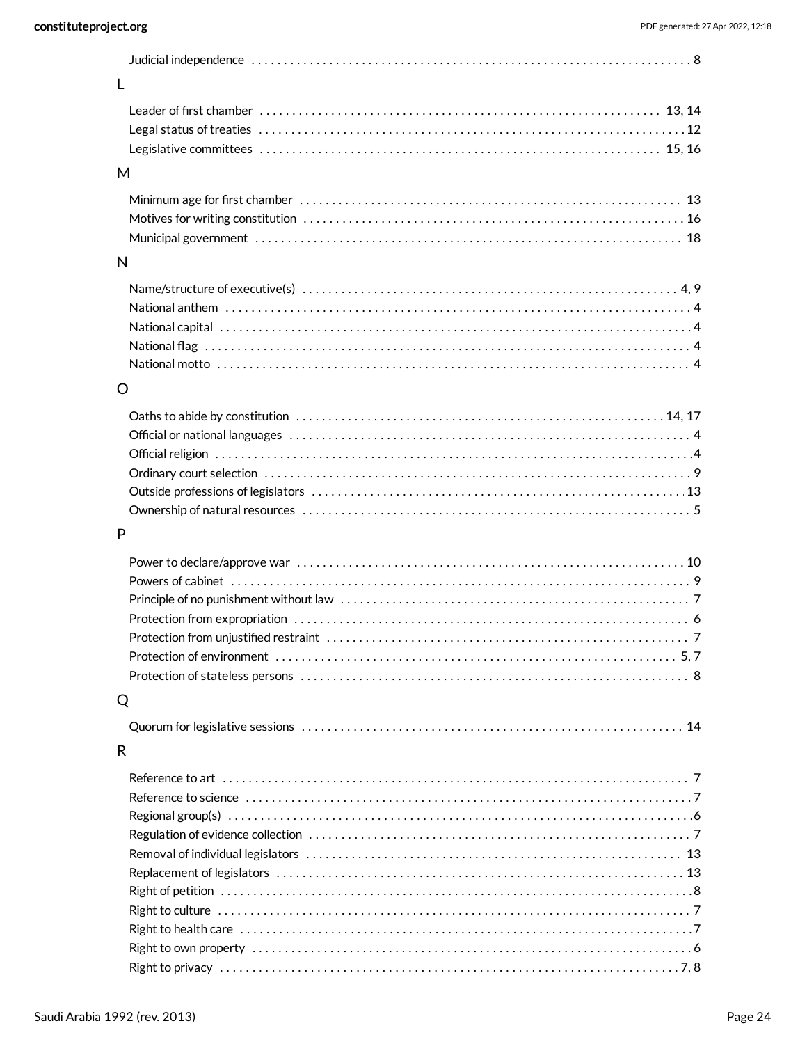Judicial independence . . . . . . . . . . . . . . . . . . . . . . . . . . . . . . . . . . . . . . . . . . . . . . . . . . . . . . . . . . . . . . . . . . . 8

## L

Leader of first chamber . . . . . . . . . . . . . . . . . . . . . . . . . . . . . . . . . . . . . . . . . . . . . . . . . . . . . . . . . . . . . . 13, 14

Legal status of treaties . . . . . . . . . . . . . . . . . . . . . . . . . . . . . . . . . . . . . . . . . . . . . . . . . . . . . . . . . . . . . . . . . 12

Legislative committees . . . . . . . . . . . . . . . . . . . . . . . . . . . . . . . . . . . . . . . . . . . . . . . . . . . . . . . . . . . . . . 15, 16

## M

Minimum age for first chamber . . . . . . . . . . . . . . . . . . . . . . . . . . . . . . . . . . . . . . . . . . . . . . . . . . . . . . . . . . . 13

Motives for writing constitution . . . . . . . . . . . . . . . . . . . . . . . . . . . . . . . . . . . . . . . . . . . . . . . . . . . . . . . . . . . 16

Municipal government . . . . . . . . . . . . . . . . . . . . . . . . . . . . . . . . . . . . . . . . . . . . . . . . . . . . . . . . . . . . . . . . . 18

## N

Name/structure of executive(s) . . . . . . . . . . . . . . . . . . . . . . . . . . . . . . . . . . . . . . . . . . . . . . . . . . . . . . . . . . 4, 9

National anthem . . . . . . . . . . . . . . . . . . . . . . . . . . . . . . . . . . . . . . . . . . . . . . . . . . . . . . . . . . . . . . . . . . . . . . . 4

National capital . . . . . . . . . . . . . . . . . . . . . . . . . . . . . . . . . . . . . . . . . . . . . . . . . . . . . . . . . . . . . . . . . . . . . . . 4

National flag . . . . . . . . . . . . . . . . . . . . . . . . . . . . . . . . . . . . . . . . . . . . . . . . . . . . . . . . . . . . . . . . . . . . . . . . . 4

National motto . . . . . . . . . . . . . . . . . . . . . . . . . . . . . . . . . . . . . . . . . . . . . . . . . . . . . . . . . . . . . . . . . . . . . . . . 4

## O

Oaths to abide by constitution . . . . . . . . . . . . . . . . . . . . . . . . . . . . . . . . . . . . . . . . . . . . . . . . . . . . . . . . . 14, 17

Official or national languages . . . . . . . . . . . . . . . . . . . . . . . . . . . . . . . . . . . . . . . . . . . . . . . . . . . . . . . . . . . . . 4

Official religion . . . . . . . . . . . . . . . . . . . . . . . . . . . . . . . . . . . . . . . . . . . . . . . . . . . . . . . . . . . . . . . . . . . . . . . . 4

Ordinary court selection . . . . . . . . . . . . . . . . . . . . . . . . . . . . . . . . . . . . . . . . . . . . . . . . . . . . . . . . . . . . . . . . . 9

Outside professions of legislators . . . . . . . . . . . . . . . . . . . . . . . . . . . . . . . . . . . . . . . . . . . . . . . . . . . . . . . . . 13

Ownership of natural resources . . . . . . . . . . . . . . . . . . . . . . . . . . . . . . . . . . . . . . . . . . . . . . . . . . . . . . . . . . . 5

## P

Power to declare/approve war . . . . . . . . . . . . . . . . . . . . . . . . . . . . . . . . . . . . . . . . . . . . . . . . . . . . . . . . . . . 10

Powers of cabinet . . . . . . . . . . . . . . . . . . . . . . . . . . . . . . . . . . . . . . . . . . . . . . . . . . . . . . . . . . . . . . . . . . . . . . 9

Principle of no punishment without law . . . . . . . . . . . . . . . . . . . . . . . . . . . . . . . . . . . . . . . . . . . . . . . . . . . . . 7

Protection from expropriation . . . . . . . . . . . . . . . . . . . . . . . . . . . . . . . . . . . . . . . . . . . . . . . . . . . . . . . . . . . . . 6

Protection from unjustified restraint . . . . . . . . . . . . . . . . . . . . . . . . . . . . . . . . . . . . . . . . . . . . . . . . . . . . . . . . 7

Protection of environment . . . . . . . . . . . . . . . . . . . . . . . . . . . . . . . . . . . . . . . . . . . . . . . . . . . . . . . . . . . . . . 5, 7

Protection of stateless persons . . . . . . . . . . . . . . . . . . . . . . . . . . . . . . . . . . . . . . . . . . . . . . . . . . . . . . . . . . . . 8

## Q

Quorum for legislative sessions . . . . . . . . . . . . . . . . . . . . . . . . . . . . . . . . . . . . . . . . . . . . . . . . . . . . . . . . . . . 14

## R

Reference to art . . . . . . . . . . . . . . . . . . . . . . . . . . . . . . . . . . . . . . . . . . . . . . . . . . . . . . . . . . . . . . . . . . . . . . . 7

Reference to science . . . . . . . . . . . . . . . . . . . . . . . . . . . . . . . . . . . . . . . . . . . . . . . . . . . . . . . . . . . . . . . . . . . . 7

Regional group(s) . . . . . . . . . . . . . . . . . . . . . . . . . . . . . . . . . . . . . . . . . . . . . . . . . . . . . . . . . . . . . . . . . . . . . . 6

Regulation of evidence collection . . . . . . . . . . . . . . . . . . . . . . . . . . . . . . . . . . . . . . . . . . . . . . . . . . . . . . . . . . 7

Removal of individual legislators . . . . . . . . . . . . . . . . . . . . . . . . . . . . . . . . . . . . . . . . . . . . . . . . . . . . . . . . . . 13

Replacement of legislators . . . . . . . . . . . . . . . . . . . . . . . . . . . . . . . . . . . . . . . . . . . . . . . . . . . . . . . . . . . . . . 13

Right of petition . . . . . . . . . . . . . . . . . . . . . . . . . . . . . . . . . . . . . . . . . . . . . . . . . . . . . . . . . . . . . . . . . . . . . . . 8

Right to culture . . . . . . . . . . . . . . . . . . . . . . . . . . . . . . . . . . . . . . . . . . . . . . . . . . . . . . . . . . . . . . . . . . . . . . . . 7

Right to health care . . . . . . . . . . . . . . . . . . . . . . . . . . . . . . . . . . . . . . . . . . . . . . . . . . . . . . . . . . . . . . . . . . . . 7

Right to own property . . . . . . . . . . . . . . . . . . . . . . . . . . . . . . . . . . . . . . . . . . . . . . . . . . . . . . . . . . . . . . . . . . . 6

Right to privacy . . . . . . . . . . . . . . . . . . . . . . . . . . . . . . . . . . . . . . . . . . . . . . . . . . . . . . . . . . . . . . . . . . . . . . 7, 8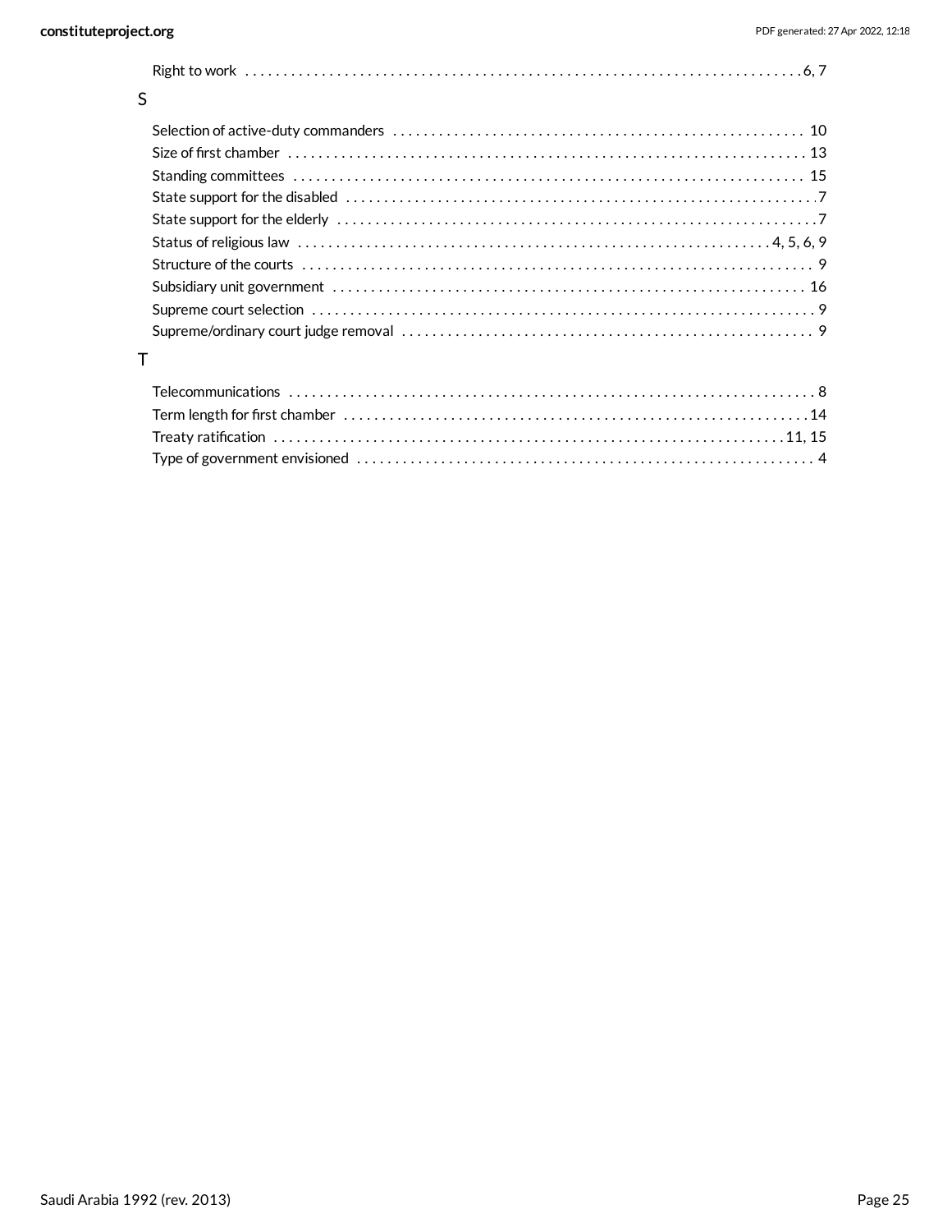Right to work . . . 6, 7

S

Selection of active-duty commanders . . . 10
Size of first chamber . . . 13
Standing committees . . . 15
State support for the disabled . . . 7
State support for the elderly . . . 7
Status of religious law . . . 4, 5, 6, 9
Structure of the courts . . . 9
Subsidiary unit government . . . 16
Supreme court selection . . . 9
Supreme/ordinary court judge removal . . . 9

T

Telecommunications . . . 8
Term length for first chamber . . . 14
Treaty ratification . . . 11, 15
Type of government envisioned . . . 4